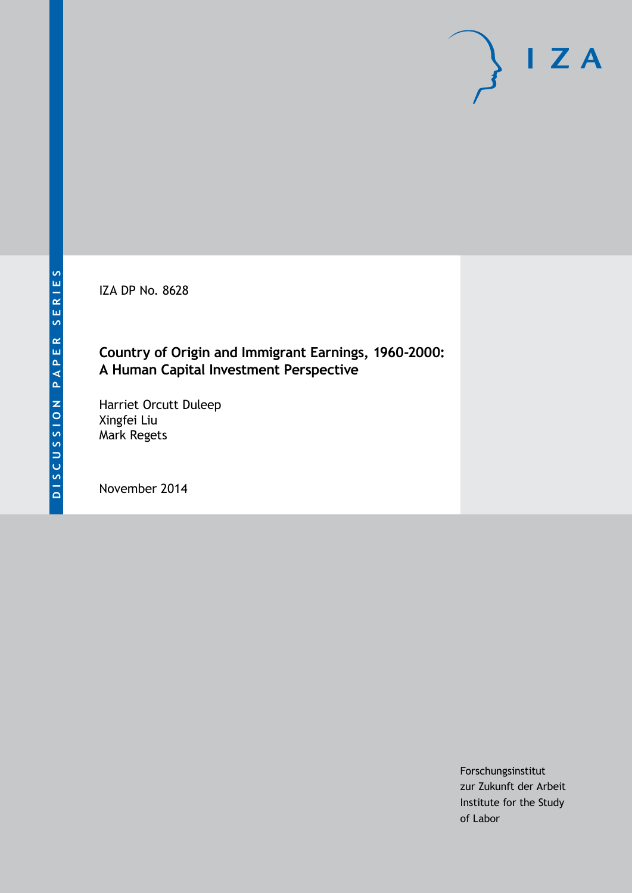DISCUSSION PAPER SERIES

IZA DP No. 8628

# Country of Origin and Immigrant Earnings, 1960-2000: A Human Capital Investment Perspective

Harriet Orcutt Duleep
Xingfei Liu
Mark Regets

November 2014

Forschungsinstitut
zur Zukunft der Arbeit
Institute for the Study
of Labor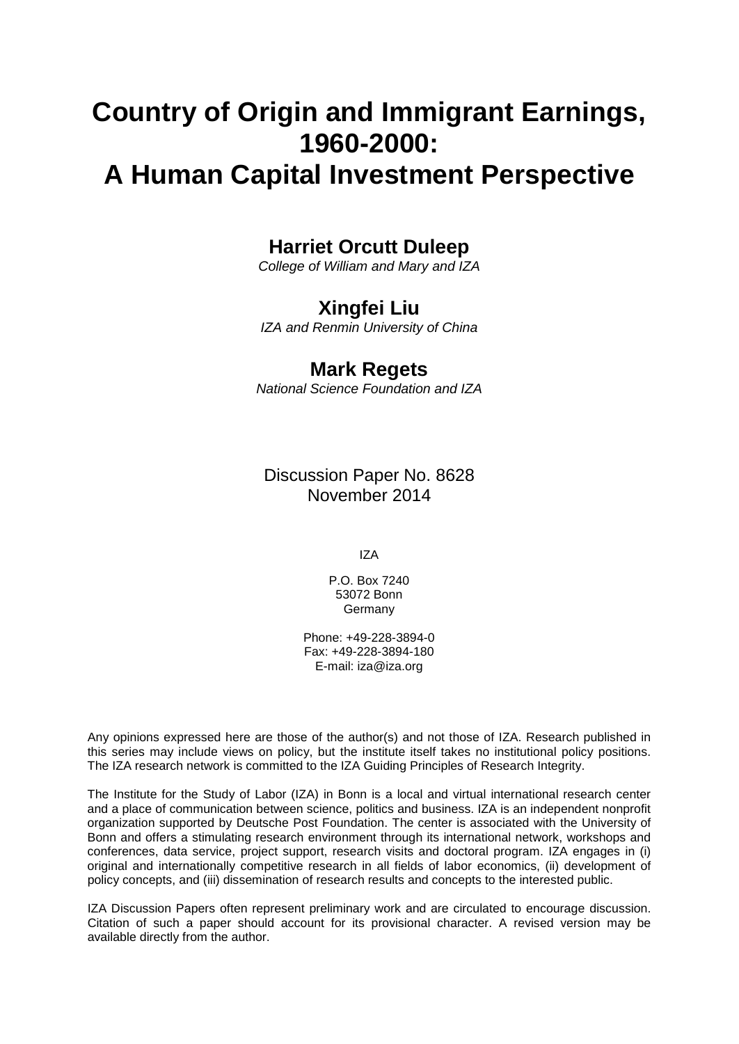# Country of Origin and Immigrant Earnings, 1960-2000: A Human Capital Investment Perspective

**Harriet Orcutt Duleep**
*College of William and Mary and IZA*

**Xingfei Liu**
*IZA and Renmin University of China*

**Mark Regets**
*National Science Foundation and IZA*

Discussion Paper No. 8628
November 2014

IZA

P.O. Box 7240
53072 Bonn
Germany

Phone: +49-228-3894-0
Fax: +49-228-3894-180
E-mail: iza@iza.org

Any opinions expressed here are those of the author(s) and not those of IZA. Research published in this series may include views on policy, but the institute itself takes no institutional policy positions. The IZA research network is committed to the IZA Guiding Principles of Research Integrity.

The Institute for the Study of Labor (IZA) in Bonn is a local and virtual international research center and a place of communication between science, politics and business. IZA is an independent nonprofit organization supported by Deutsche Post Foundation. The center is associated with the University of Bonn and offers a stimulating research environment through its international network, workshops and conferences, data service, project support, research visits and doctoral program. IZA engages in (i) original and internationally competitive research in all fields of labor economics, (ii) development of policy concepts, and (iii) dissemination of research results and concepts to the interested public.

IZA Discussion Papers often represent preliminary work and are circulated to encourage discussion. Citation of such a paper should account for its provisional character. A revised version may be available directly from the author.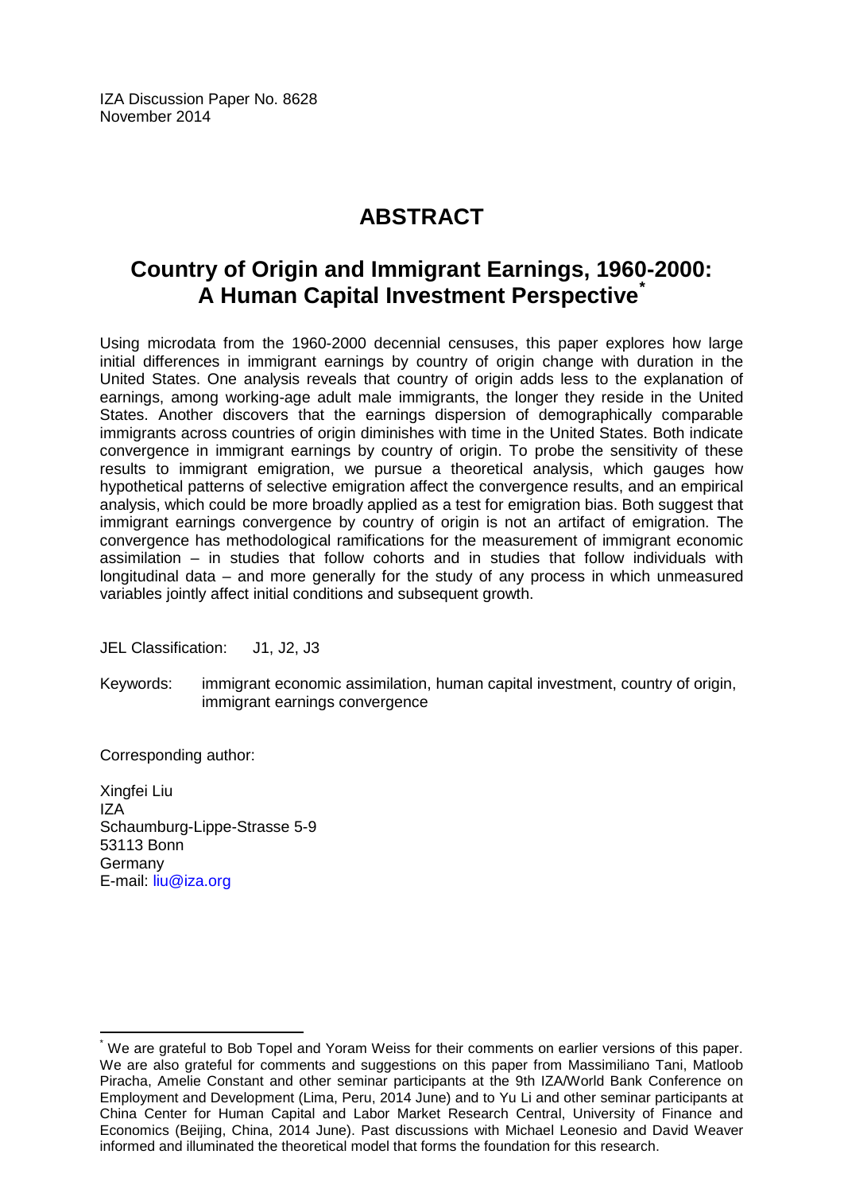IZA Discussion Paper No. 8628
November 2014

# ABSTRACT

## Country of Origin and Immigrant Earnings, 1960-2000: A Human Capital Investment Perspective*

Using microdata from the 1960-2000 decennial censuses, this paper explores how large initial differences in immigrant earnings by country of origin change with duration in the United States. One analysis reveals that country of origin adds less to the explanation of earnings, among working-age adult male immigrants, the longer they reside in the United States. Another discovers that the earnings dispersion of demographically comparable immigrants across countries of origin diminishes with time in the United States. Both indicate convergence in immigrant earnings by country of origin. To probe the sensitivity of these results to immigrant emigration, we pursue a theoretical analysis, which gauges how hypothetical patterns of selective emigration affect the convergence results, and an empirical analysis, which could be more broadly applied as a test for emigration bias. Both suggest that immigrant earnings convergence by country of origin is not an artifact of emigration. The convergence has methodological ramifications for the measurement of immigrant economic assimilation – in studies that follow cohorts and in studies that follow individuals with longitudinal data – and more generally for the study of any process in which unmeasured variables jointly affect initial conditions and subsequent growth.

JEL Classification: J1, J2, J3

Keywords: immigrant economic assimilation, human capital investment, country of origin, immigrant earnings convergence

Corresponding author:

Xingfei Liu
IZA
Schaumburg-Lippe-Strasse 5-9
53113 Bonn
Germany
E-mail: liu@iza.org

---

* We are grateful to Bob Topel and Yoram Weiss for their comments on earlier versions of this paper. We are also grateful for comments and suggestions on this paper from Massimiliano Tani, Matloob Piracha, Amelie Constant and other seminar participants at the 9th IZA/World Bank Conference on Employment and Development (Lima, Peru, 2014 June) and to Yu Li and other seminar participants at China Center for Human Capital and Labor Market Research Central, University of Finance and Economics (Beijing, China, 2014 June). Past discussions with Michael Leonesio and David Weaver informed and illuminated the theoretical model that forms the foundation for this research.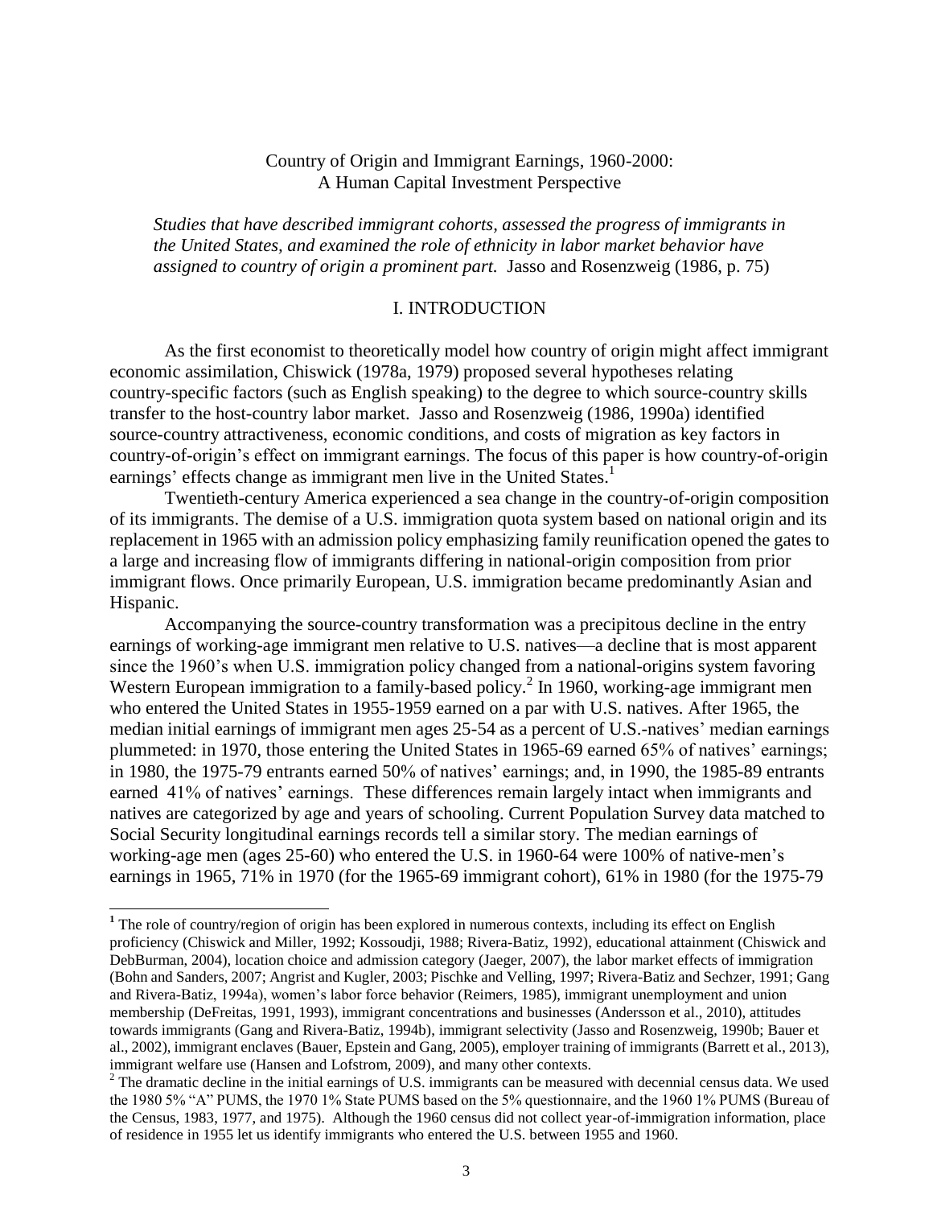Country of Origin and Immigrant Earnings, 1960-2000: A Human Capital Investment Perspective

*Studies that have described immigrant cohorts, assessed the progress of immigrants in the United States, and examined the role of ethnicity in labor market behavior have assigned to country of origin a prominent part.* Jasso and Rosenzweig (1986, p. 75)

## I. INTRODUCTION

As the first economist to theoretically model how country of origin might affect immigrant economic assimilation, Chiswick (1978a, 1979) proposed several hypotheses relating country-specific factors (such as English speaking) to the degree to which source-country skills transfer to the host-country labor market. Jasso and Rosenzweig (1986, 1990a) identified source-country attractiveness, economic conditions, and costs of migration as key factors in country-of-origin's effect on immigrant earnings. The focus of this paper is how country-of-origin earnings' effects change as immigrant men live in the United States.[1]

Twentieth-century America experienced a sea change in the country-of-origin composition of its immigrants. The demise of a U.S. immigration quota system based on national origin and its replacement in 1965 with an admission policy emphasizing family reunification opened the gates to a large and increasing flow of immigrants differing in national-origin composition from prior immigrant flows. Once primarily European, U.S. immigration became predominantly Asian and Hispanic.

Accompanying the source-country transformation was a precipitous decline in the entry earnings of working-age immigrant men relative to U.S. natives—a decline that is most apparent since the 1960's when U.S. immigration policy changed from a national-origins system favoring Western European immigration to a family-based policy.[2] In 1960, working-age immigrant men who entered the United States in 1955-1959 earned on a par with U.S. natives. After 1965, the median initial earnings of immigrant men ages 25-54 as a percent of U.S.-natives' median earnings plummeted: in 1970, those entering the United States in 1965-69 earned 65% of natives' earnings; in 1980, the 1975-79 entrants earned 50% of natives' earnings; and, in 1990, the 1985-89 entrants earned 41% of natives' earnings. These differences remain largely intact when immigrants and natives are categorized by age and years of schooling. Current Population Survey data matched to Social Security longitudinal earnings records tell a similar story. The median earnings of working-age men (ages 25-60) who entered the U.S. in 1960-64 were 100% of native-men's earnings in 1965, 71% in 1970 (for the 1965-69 immigrant cohort), 61% in 1980 (for the 1975-79

---

[1] The role of country/region of origin has been explored in numerous contexts, including its effect on English proficiency (Chiswick and Miller, 1992; Kossoudji, 1988; Rivera-Batiz, 1992), educational attainment (Chiswick and DebBurman, 2004), location choice and admission category (Jaeger, 2007), the labor market effects of immigration (Bohn and Sanders, 2007; Angrist and Kugler, 2003; Pischke and Velling, 1997; Rivera-Batiz and Sechzer, 1991; Gang and Rivera-Batiz, 1994a), women's labor force behavior (Reimers, 1985), immigrant unemployment and union membership (DeFreitas, 1991, 1993), immigrant concentrations and businesses (Andersson et al., 2010), attitudes towards immigrants (Gang and Rivera-Batiz, 1994b), immigrant selectivity (Jasso and Rosenzweig, 1990b; Bauer et al., 2002), immigrant enclaves (Bauer, Epstein and Gang, 2005), employer training of immigrants (Barrett et al., 2013), immigrant welfare use (Hansen and Lofstrom, 2009), and many other contexts.

[2] The dramatic decline in the initial earnings of U.S. immigrants can be measured with decennial census data. We used the 1980 5% "A" PUMS, the 1970 1% State PUMS based on the 5% questionnaire, and the 1960 1% PUMS (Bureau of the Census, 1983, 1977, and 1975). Although the 1960 census did not collect year-of-immigration information, place of residence in 1955 let us identify immigrants who entered the U.S. between 1955 and 1960.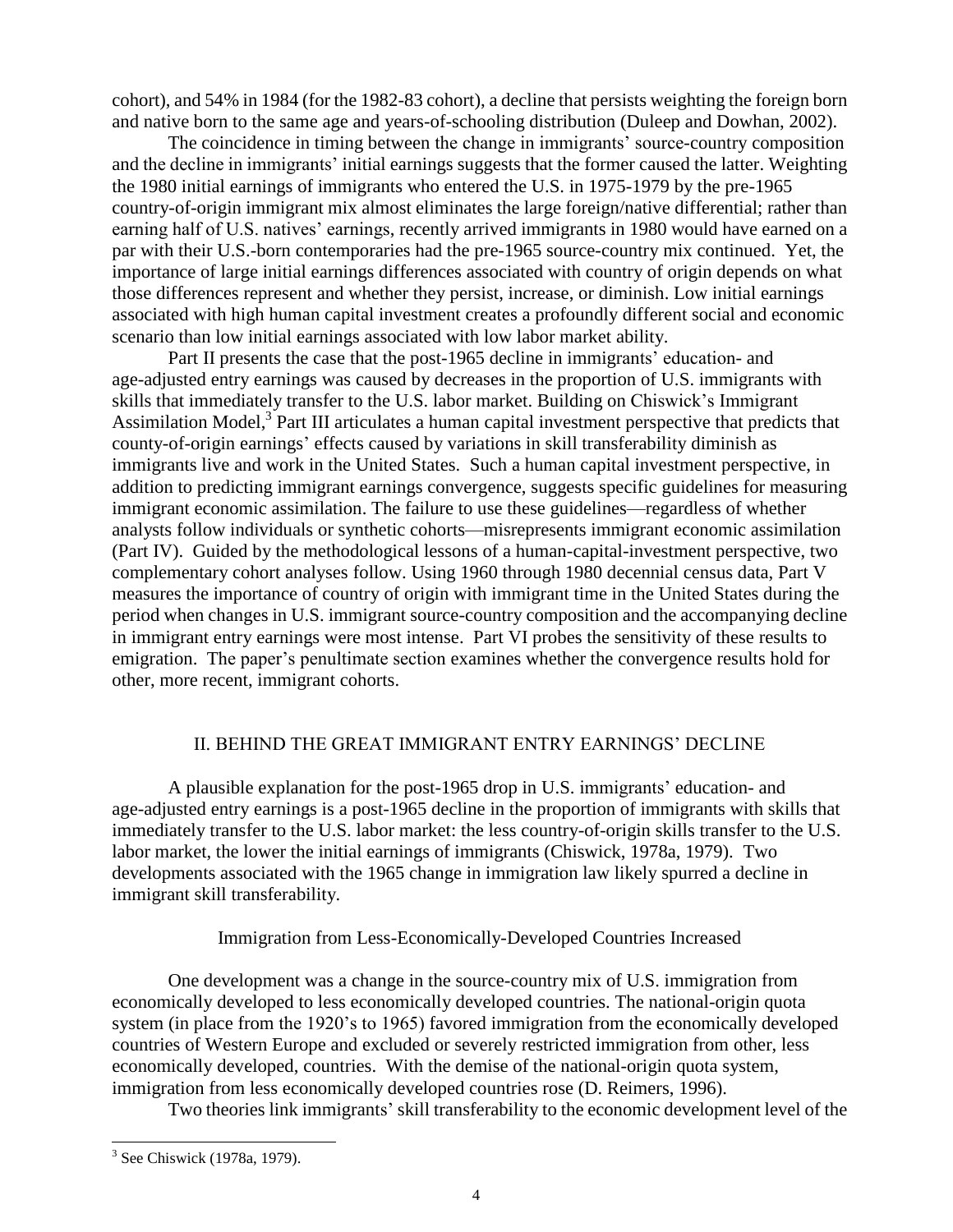cohort), and 54% in 1984 (for the 1982-83 cohort), a decline that persists weighting the foreign born and native born to the same age and years-of-schooling distribution (Duleep and Dowhan, 2002).

The coincidence in timing between the change in immigrants' source-country composition and the decline in immigrants' initial earnings suggests that the former caused the latter. Weighting the 1980 initial earnings of immigrants who entered the U.S. in 1975-1979 by the pre-1965 country-of-origin immigrant mix almost eliminates the large foreign/native differential; rather than earning half of U.S. natives' earnings, recently arrived immigrants in 1980 would have earned on a par with their U.S.-born contemporaries had the pre-1965 source-country mix continued. Yet, the importance of large initial earnings differences associated with country of origin depends on what those differences represent and whether they persist, increase, or diminish. Low initial earnings associated with high human capital investment creates a profoundly different social and economic scenario than low initial earnings associated with low labor market ability.

Part II presents the case that the post-1965 decline in immigrants' education- and age-adjusted entry earnings was caused by decreases in the proportion of U.S. immigrants with skills that immediately transfer to the U.S. labor market. Building on Chiswick's Immigrant Assimilation Model,[3] Part III articulates a human capital investment perspective that predicts that county-of-origin earnings' effects caused by variations in skill transferability diminish as immigrants live and work in the United States. Such a human capital investment perspective, in addition to predicting immigrant earnings convergence, suggests specific guidelines for measuring immigrant economic assimilation. The failure to use these guidelines—regardless of whether analysts follow individuals or synthetic cohorts—misrepresents immigrant economic assimilation (Part IV). Guided by the methodological lessons of a human-capital-investment perspective, two complementary cohort analyses follow. Using 1960 through 1980 decennial census data, Part V measures the importance of country of origin with immigrant time in the United States during the period when changes in U.S. immigrant source-country composition and the accompanying decline in immigrant entry earnings were most intense. Part VI probes the sensitivity of these results to emigration. The paper's penultimate section examines whether the convergence results hold for other, more recent, immigrant cohorts.

## II. BEHIND THE GREAT IMMIGRANT ENTRY EARNINGS' DECLINE

A plausible explanation for the post-1965 drop in U.S. immigrants' education- and age-adjusted entry earnings is a post-1965 decline in the proportion of immigrants with skills that immediately transfer to the U.S. labor market: the less country-of-origin skills transfer to the U.S. labor market, the lower the initial earnings of immigrants (Chiswick, 1978a, 1979). Two developments associated with the 1965 change in immigration law likely spurred a decline in immigrant skill transferability.

### Immigration from Less-Economically-Developed Countries Increased

One development was a change in the source-country mix of U.S. immigration from economically developed to less economically developed countries. The national-origin quota system (in place from the 1920's to 1965) favored immigration from the economically developed countries of Western Europe and excluded or severely restricted immigration from other, less economically developed, countries. With the demise of the national-origin quota system, immigration from less economically developed countries rose (D. Reimers, 1996).

Two theories link immigrants' skill transferability to the economic development level of the

---

[3] See Chiswick (1978a, 1979).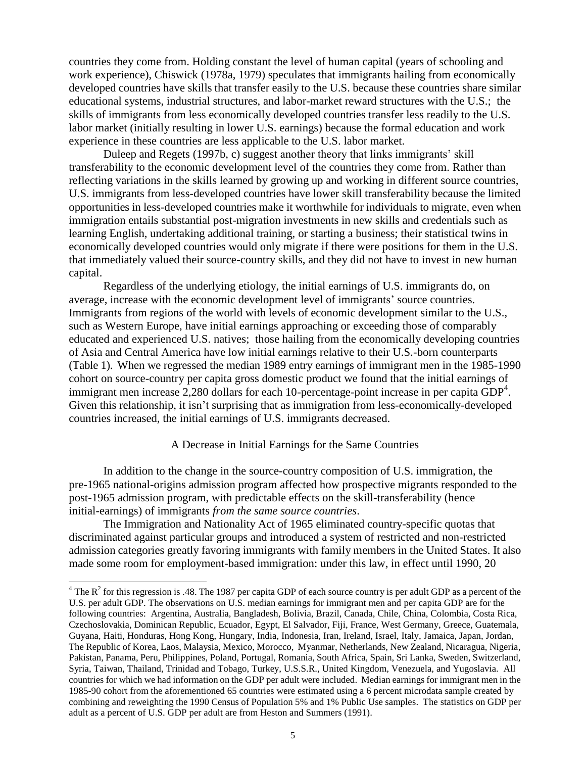countries they come from. Holding constant the level of human capital (years of schooling and work experience), Chiswick (1978a, 1979) speculates that immigrants hailing from economically developed countries have skills that transfer easily to the U.S. because these countries share similar educational systems, industrial structures, and labor-market reward structures with the U.S.; the skills of immigrants from less economically developed countries transfer less readily to the U.S. labor market (initially resulting in lower U.S. earnings) because the formal education and work experience in these countries are less applicable to the U.S. labor market.

Duleep and Regets (1997b, c) suggest another theory that links immigrants' skill transferability to the economic development level of the countries they come from. Rather than reflecting variations in the skills learned by growing up and working in different source countries, U.S. immigrants from less-developed countries have lower skill transferability because the limited opportunities in less-developed countries make it worthwhile for individuals to migrate, even when immigration entails substantial post-migration investments in new skills and credentials such as learning English, undertaking additional training, or starting a business; their statistical twins in economically developed countries would only migrate if there were positions for them in the U.S. that immediately valued their source-country skills, and they did not have to invest in new human capital.

Regardless of the underlying etiology, the initial earnings of U.S. immigrants do, on average, increase with the economic development level of immigrants' source countries. Immigrants from regions of the world with levels of economic development similar to the U.S., such as Western Europe, have initial earnings approaching or exceeding those of comparably educated and experienced U.S. natives; those hailing from the economically developing countries of Asia and Central America have low initial earnings relative to their U.S.-born counterparts (Table 1). When we regressed the median 1989 entry earnings of immigrant men in the 1985-1990 cohort on source-country per capita gross domestic product we found that the initial earnings of immigrant men increase 2,280 dollars for each 10-percentage-point increase in per capita GDP[4]. Given this relationship, it isn't surprising that as immigration from less-economically-developed countries increased, the initial earnings of U.S. immigrants decreased.

## A Decrease in Initial Earnings for the Same Countries

In addition to the change in the source-country composition of U.S. immigration, the pre-1965 national-origins admission program affected how prospective migrants responded to the post-1965 admission program, with predictable effects on the skill-transferability (hence initial-earnings) of immigrants *from the same source countries*.

The Immigration and Nationality Act of 1965 eliminated country-specific quotas that discriminated against particular groups and introduced a system of restricted and non-restricted admission categories greatly favoring immigrants with family members in the United States. It also made some room for employment-based immigration: under this law, in effect until 1990, 20

---

[4] The $R^2$ for this regression is .48. The 1987 per capita GDP of each source country is per adult GDP as a percent of the U.S. per adult GDP. The observations on U.S. median earnings for immigrant men and per capita GDP are for the following countries: Argentina, Australia, Bangladesh, Bolivia, Brazil, Canada, Chile, China, Colombia, Costa Rica, Czechoslovakia, Dominican Republic, Ecuador, Egypt, El Salvador, Fiji, France, West Germany, Greece, Guatemala, Guyana, Haiti, Honduras, Hong Kong, Hungary, India, Indonesia, Iran, Ireland, Israel, Italy, Jamaica, Japan, Jordan, The Republic of Korea, Laos, Malaysia, Mexico, Morocco, Myanmar, Netherlands, New Zealand, Nicaragua, Nigeria, Pakistan, Panama, Peru, Philippines, Poland, Portugal, Romania, South Africa, Spain, Sri Lanka, Sweden, Switzerland, Syria, Taiwan, Thailand, Trinidad and Tobago, Turkey, U.S.S.R., United Kingdom, Venezuela, and Yugoslavia. All countries for which we had information on the GDP per adult were included. Median earnings for immigrant men in the 1985-90 cohort from the aforementioned 65 countries were estimated using a 6 percent microdata sample created by combining and reweighting the 1990 Census of Population 5% and 1% Public Use samples. The statistics on GDP per adult as a percent of U.S. GDP per adult are from Heston and Summers (1991).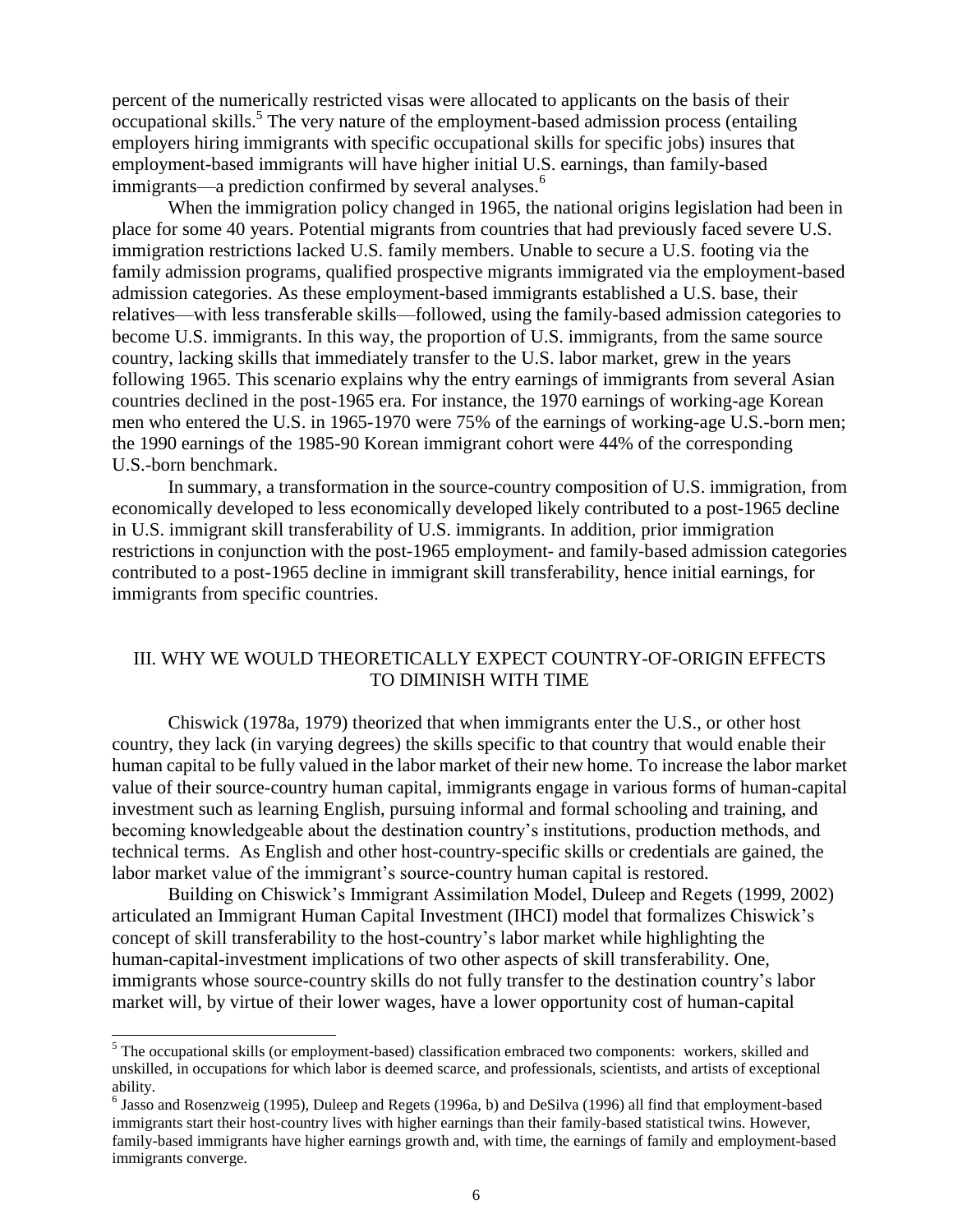percent of the numerically restricted visas were allocated to applicants on the basis of their occupational skills.[5] The very nature of the employment-based admission process (entailing employers hiring immigrants with specific occupational skills for specific jobs) insures that employment-based immigrants will have higher initial U.S. earnings, than family-based immigrants—a prediction confirmed by several analyses.[6]

When the immigration policy changed in 1965, the national origins legislation had been in place for some 40 years. Potential migrants from countries that had previously faced severe U.S. immigration restrictions lacked U.S. family members. Unable to secure a U.S. footing via the family admission programs, qualified prospective migrants immigrated via the employment-based admission categories. As these employment-based immigrants established a U.S. base, their relatives—with less transferable skills—followed, using the family-based admission categories to become U.S. immigrants. In this way, the proportion of U.S. immigrants, from the same source country, lacking skills that immediately transfer to the U.S. labor market, grew in the years following 1965. This scenario explains why the entry earnings of immigrants from several Asian countries declined in the post-1965 era. For instance, the 1970 earnings of working-age Korean men who entered the U.S. in 1965-1970 were 75% of the earnings of working-age U.S.-born men; the 1990 earnings of the 1985-90 Korean immigrant cohort were 44% of the corresponding U.S.-born benchmark.

In summary, a transformation in the source-country composition of U.S. immigration, from economically developed to less economically developed likely contributed to a post-1965 decline in U.S. immigrant skill transferability of U.S. immigrants. In addition, prior immigration restrictions in conjunction with the post-1965 employment- and family-based admission categories contributed to a post-1965 decline in immigrant skill transferability, hence initial earnings, for immigrants from specific countries.

## III. WHY WE WOULD THEORETICALLY EXPECT COUNTRY-OF-ORIGIN EFFECTS TO DIMINISH WITH TIME

Chiswick (1978a, 1979) theorized that when immigrants enter the U.S., or other host country, they lack (in varying degrees) the skills specific to that country that would enable their human capital to be fully valued in the labor market of their new home. To increase the labor market value of their source-country human capital, immigrants engage in various forms of human-capital investment such as learning English, pursuing informal and formal schooling and training, and becoming knowledgeable about the destination country's institutions, production methods, and technical terms. As English and other host-country-specific skills or credentials are gained, the labor market value of the immigrant's source-country human capital is restored.

Building on Chiswick's Immigrant Assimilation Model, Duleep and Regets (1999, 2002) articulated an Immigrant Human Capital Investment (IHCI) model that formalizes Chiswick's concept of skill transferability to the host-country's labor market while highlighting the human-capital-investment implications of two other aspects of skill transferability. One, immigrants whose source-country skills do not fully transfer to the destination country's labor market will, by virtue of their lower wages, have a lower opportunity cost of human-capital

---

[5] The occupational skills (or employment-based) classification embraced two components: workers, skilled and unskilled, in occupations for which labor is deemed scarce, and professionals, scientists, and artists of exceptional ability.

[6] Jasso and Rosenzweig (1995), Duleep and Regets (1996a, b) and DeSilva (1996) all find that employment-based immigrants start their host-country lives with higher earnings than their family-based statistical twins. However, family-based immigrants have higher earnings growth and, with time, the earnings of family and employment-based immigrants converge.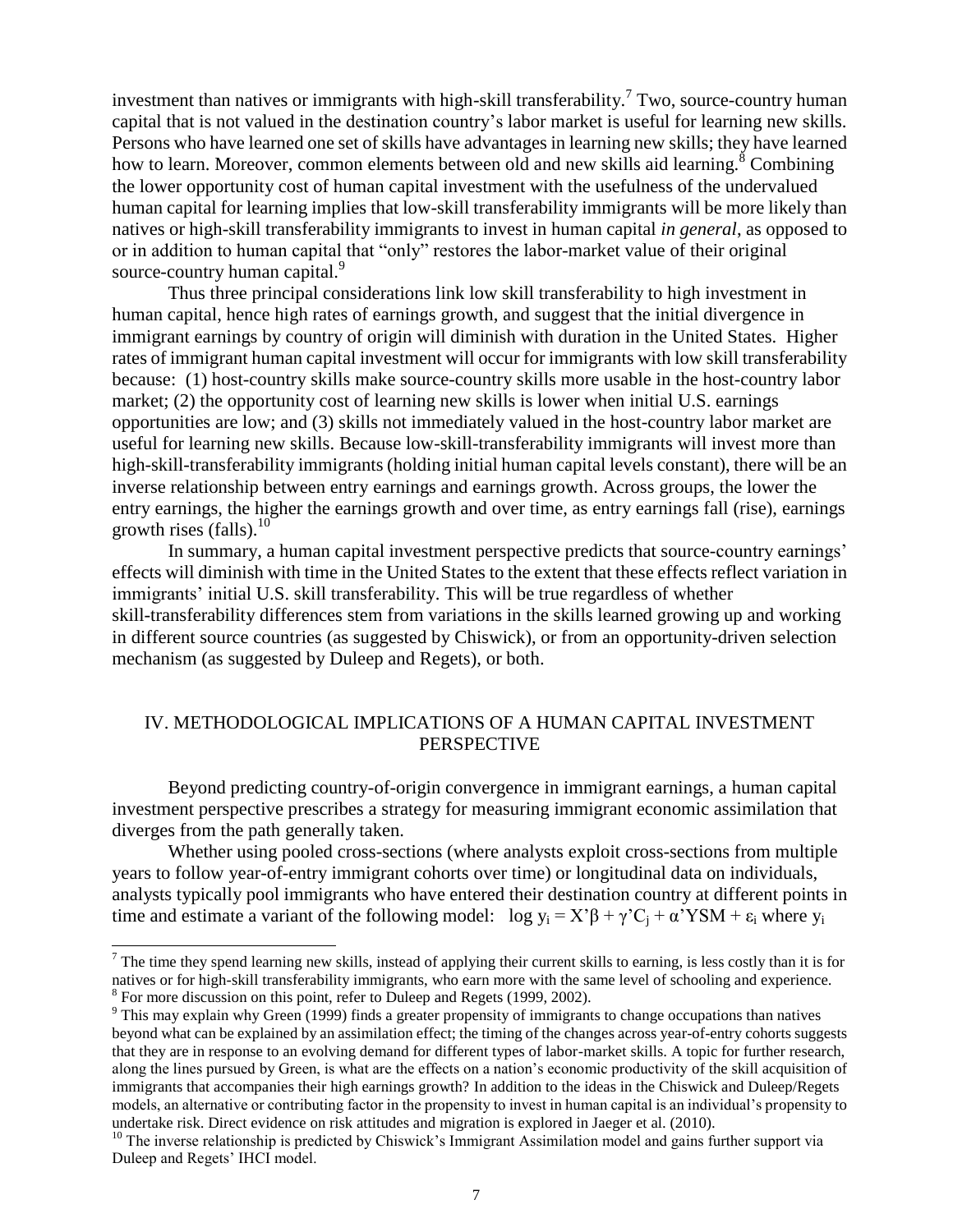investment than natives or immigrants with high-skill transferability.[7] Two, source-country human capital that is not valued in the destination country's labor market is useful for learning new skills. Persons who have learned one set of skills have advantages in learning new skills; they have learned how to learn. Moreover, common elements between old and new skills aid learning.[8] Combining the lower opportunity cost of human capital investment with the usefulness of the undervalued human capital for learning implies that low-skill transferability immigrants will be more likely than natives or high-skill transferability immigrants to invest in human capital *in general*, as opposed to or in addition to human capital that "only" restores the labor-market value of their original source-country human capital.[9]

Thus three principal considerations link low skill transferability to high investment in human capital, hence high rates of earnings growth, and suggest that the initial divergence in immigrant earnings by country of origin will diminish with duration in the United States. Higher rates of immigrant human capital investment will occur for immigrants with low skill transferability because: (1) host-country skills make source-country skills more usable in the host-country labor market; (2) the opportunity cost of learning new skills is lower when initial U.S. earnings opportunities are low; and (3) skills not immediately valued in the host-country labor market are useful for learning new skills. Because low-skill-transferability immigrants will invest more than high-skill-transferability immigrants (holding initial human capital levels constant), there will be an inverse relationship between entry earnings and earnings growth. Across groups, the lower the entry earnings, the higher the earnings growth and over time, as entry earnings fall (rise), earnings growth rises (falls).[10]

In summary, a human capital investment perspective predicts that source-country earnings' effects will diminish with time in the United States to the extent that these effects reflect variation in immigrants' initial U.S. skill transferability. This will be true regardless of whether skill-transferability differences stem from variations in the skills learned growing up and working in different source countries (as suggested by Chiswick), or from an opportunity-driven selection mechanism (as suggested by Duleep and Regets), or both.

## IV. METHODOLOGICAL IMPLICATIONS OF A HUMAN CAPITAL INVESTMENT PERSPECTIVE

Beyond predicting country-of-origin convergence in immigrant earnings, a human capital investment perspective prescribes a strategy for measuring immigrant economic assimilation that diverges from the path generally taken.

Whether using pooled cross-sections (where analysts exploit cross-sections from multiple years to follow year-of-entry immigrant cohorts over time) or longitudinal data on individuals, analysts typically pool immigrants who have entered their destination country at different points in time and estimate a variant of the following model: $\log y_i = X'\beta + \gamma' C_j + \alpha' YSM + \varepsilon_i$ where $y_i$

---

[7] The time they spend learning new skills, instead of applying their current skills to earning, is less costly than it is for natives or for high-skill transferability immigrants, who earn more with the same level of schooling and experience.

[8] For more discussion on this point, refer to Duleep and Regets (1999, 2002).

[9] This may explain why Green (1999) finds a greater propensity of immigrants to change occupations than natives beyond what can be explained by an assimilation effect; the timing of the changes across year-of-entry cohorts suggests that they are in response to an evolving demand for different types of labor-market skills. A topic for further research, along the lines pursued by Green, is what are the effects on a nation's economic productivity of the skill acquisition of immigrants that accompanies their high earnings growth? In addition to the ideas in the Chiswick and Duleep/Regets models, an alternative or contributing factor in the propensity to invest in human capital is an individual's propensity to undertake risk. Direct evidence on risk attitudes and migration is explored in Jaeger et al. (2010).

[10] The inverse relationship is predicted by Chiswick's Immigrant Assimilation model and gains further support via Duleep and Regets' IHCI model.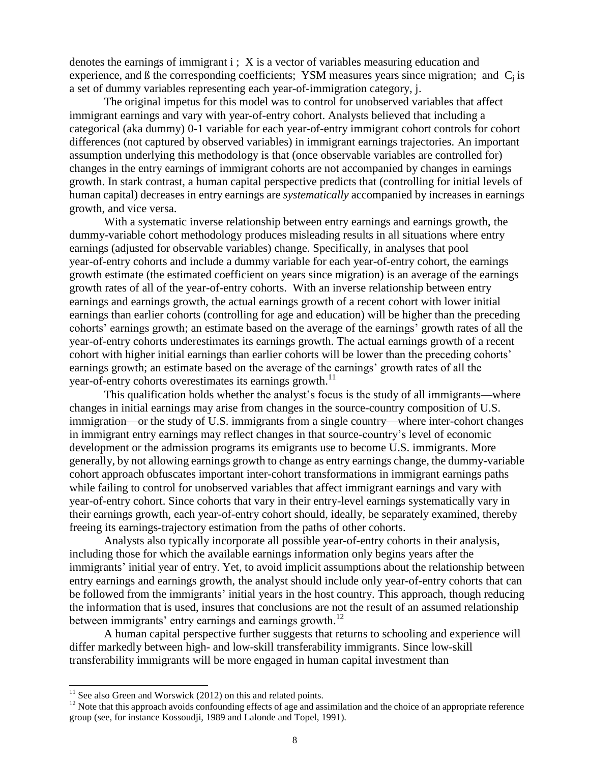denotes the earnings of immigrant i ; X is a vector of variables measuring education and experience, and ß the corresponding coefficients; YSM measures years since migration; and $C_j$ is a set of dummy variables representing each year-of-immigration category, j.

The original impetus for this model was to control for unobserved variables that affect immigrant earnings and vary with year-of-entry cohort. Analysts believed that including a categorical (aka dummy) 0-1 variable for each year-of-entry immigrant cohort controls for cohort differences (not captured by observed variables) in immigrant earnings trajectories. An important assumption underlying this methodology is that (once observable variables are controlled for) changes in the entry earnings of immigrant cohorts are not accompanied by changes in earnings growth. In stark contrast, a human capital perspective predicts that (controlling for initial levels of human capital) decreases in entry earnings are *systematically* accompanied by increases in earnings growth, and vice versa.

With a systematic inverse relationship between entry earnings and earnings growth, the dummy-variable cohort methodology produces misleading results in all situations where entry earnings (adjusted for observable variables) change. Specifically, in analyses that pool year-of-entry cohorts and include a dummy variable for each year-of-entry cohort, the earnings growth estimate (the estimated coefficient on years since migration) is an average of the earnings growth rates of all of the year-of-entry cohorts. With an inverse relationship between entry earnings and earnings growth, the actual earnings growth of a recent cohort with lower initial earnings than earlier cohorts (controlling for age and education) will be higher than the preceding cohorts' earnings growth; an estimate based on the average of the earnings' growth rates of all the year-of-entry cohorts underestimates its earnings growth. The actual earnings growth of a recent cohort with higher initial earnings than earlier cohorts will be lower than the preceding cohorts' earnings growth; an estimate based on the average of the earnings' growth rates of all the year-of-entry cohorts overestimates its earnings growth.[11]

This qualification holds whether the analyst's focus is the study of all immigrants—where changes in initial earnings may arise from changes in the source-country composition of U.S. immigration—or the study of U.S. immigrants from a single country—where inter-cohort changes in immigrant entry earnings may reflect changes in that source-country's level of economic development or the admission programs its emigrants use to become U.S. immigrants. More generally, by not allowing earnings growth to change as entry earnings change, the dummy-variable cohort approach obfuscates important inter-cohort transformations in immigrant earnings paths while failing to control for unobserved variables that affect immigrant earnings and vary with year-of-entry cohort. Since cohorts that vary in their entry-level earnings systematically vary in their earnings growth, each year-of-entry cohort should, ideally, be separately examined, thereby freeing its earnings-trajectory estimation from the paths of other cohorts.

Analysts also typically incorporate all possible year-of-entry cohorts in their analysis, including those for which the available earnings information only begins years after the immigrants' initial year of entry. Yet, to avoid implicit assumptions about the relationship between entry earnings and earnings growth, the analyst should include only year-of-entry cohorts that can be followed from the immigrants' initial years in the host country. This approach, though reducing the information that is used, insures that conclusions are not the result of an assumed relationship between immigrants' entry earnings and earnings growth.[12]

A human capital perspective further suggests that returns to schooling and experience will differ markedly between high- and low-skill transferability immigrants. Since low-skill transferability immigrants will be more engaged in human capital investment than

[11] See also Green and Worswick (2012) on this and related points.

[12] Note that this approach avoids confounding effects of age and assimilation and the choice of an appropriate reference group (see, for instance Kossoudji, 1989 and Lalonde and Topel, 1991).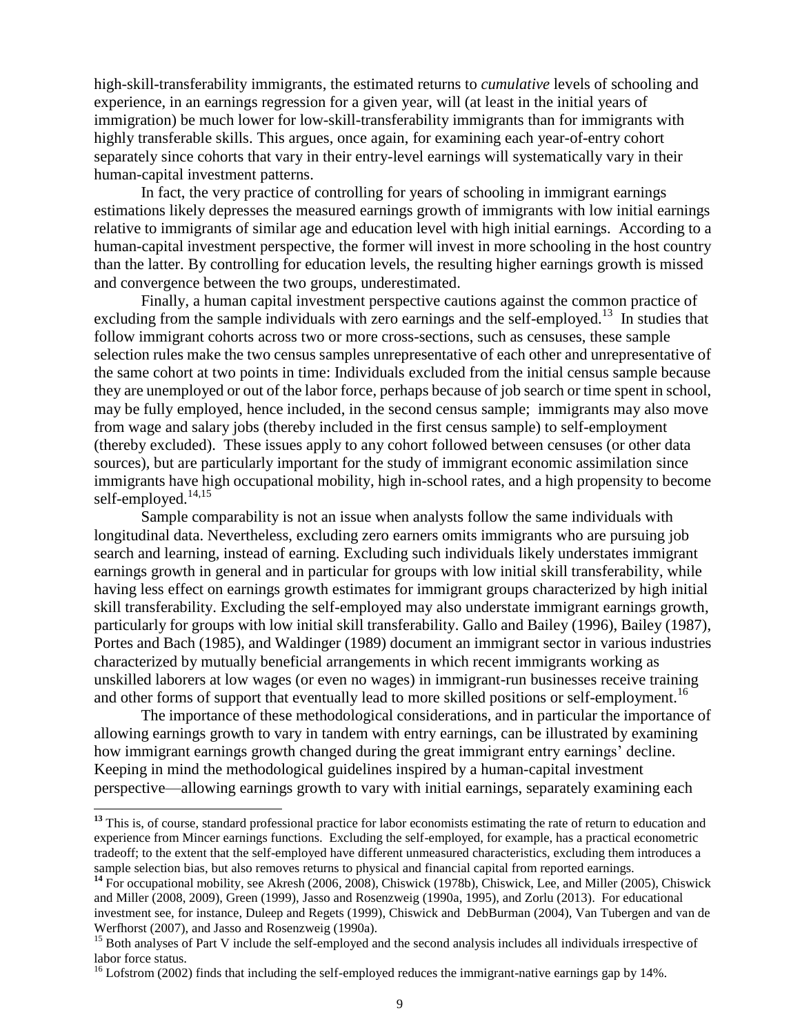high-skill-transferability immigrants, the estimated returns to *cumulative* levels of schooling and experience, in an earnings regression for a given year, will (at least in the initial years of immigration) be much lower for low-skill-transferability immigrants than for immigrants with highly transferable skills. This argues, once again, for examining each year-of-entry cohort separately since cohorts that vary in their entry-level earnings will systematically vary in their human-capital investment patterns.

In fact, the very practice of controlling for years of schooling in immigrant earnings estimations likely depresses the measured earnings growth of immigrants with low initial earnings relative to immigrants of similar age and education level with high initial earnings. According to a human-capital investment perspective, the former will invest in more schooling in the host country than the latter. By controlling for education levels, the resulting higher earnings growth is missed and convergence between the two groups, underestimated.

Finally, a human capital investment perspective cautions against the common practice of excluding from the sample individuals with zero earnings and the self-employed.[13] In studies that follow immigrant cohorts across two or more cross-sections, such as censuses, these sample selection rules make the two census samples unrepresentative of each other and unrepresentative of the same cohort at two points in time: Individuals excluded from the initial census sample because they are unemployed or out of the labor force, perhaps because of job search or time spent in school, may be fully employed, hence included, in the second census sample; immigrants may also move from wage and salary jobs (thereby included in the first census sample) to self-employment (thereby excluded). These issues apply to any cohort followed between censuses (or other data sources), but are particularly important for the study of immigrant economic assimilation since immigrants have high occupational mobility, high in-school rates, and a high propensity to become self-employed.[14,15]

Sample comparability is not an issue when analysts follow the same individuals with longitudinal data. Nevertheless, excluding zero earners omits immigrants who are pursuing job search and learning, instead of earning. Excluding such individuals likely understates immigrant earnings growth in general and in particular for groups with low initial skill transferability, while having less effect on earnings growth estimates for immigrant groups characterized by high initial skill transferability. Excluding the self-employed may also understate immigrant earnings growth, particularly for groups with low initial skill transferability. Gallo and Bailey (1996), Bailey (1987), Portes and Bach (1985), and Waldinger (1989) document an immigrant sector in various industries characterized by mutually beneficial arrangements in which recent immigrants working as unskilled laborers at low wages (or even no wages) in immigrant-run businesses receive training and other forms of support that eventually lead to more skilled positions or self-employment.[16]

The importance of these methodological considerations, and in particular the importance of allowing earnings growth to vary in tandem with entry earnings, can be illustrated by examining how immigrant earnings growth changed during the great immigrant entry earnings' decline. Keeping in mind the methodological guidelines inspired by a human-capital investment perspective—allowing earnings growth to vary with initial earnings, separately examining each

---

[13] This is, of course, standard professional practice for labor economists estimating the rate of return to education and experience from Mincer earnings functions. Excluding the self-employed, for example, has a practical econometric tradeoff; to the extent that the self-employed have different unmeasured characteristics, excluding them introduces a sample selection bias, but also removes returns to physical and financial capital from reported earnings.

[14] For occupational mobility, see Akresh (2006, 2008), Chiswick (1978b), Chiswick, Lee, and Miller (2005), Chiswick and Miller (2008, 2009), Green (1999), Jasso and Rosenzweig (1990a, 1995), and Zorlu (2013). For educational investment see, for instance, Duleep and Regets (1999), Chiswick and DebBurman (2004), Van Tubergen and van de Werfhorst (2007), and Jasso and Rosenzweig (1990a).

[15] Both analyses of Part V include the self-employed and the second analysis includes all individuals irrespective of labor force status.

[16] Lofstrom (2002) finds that including the self-employed reduces the immigrant-native earnings gap by 14%.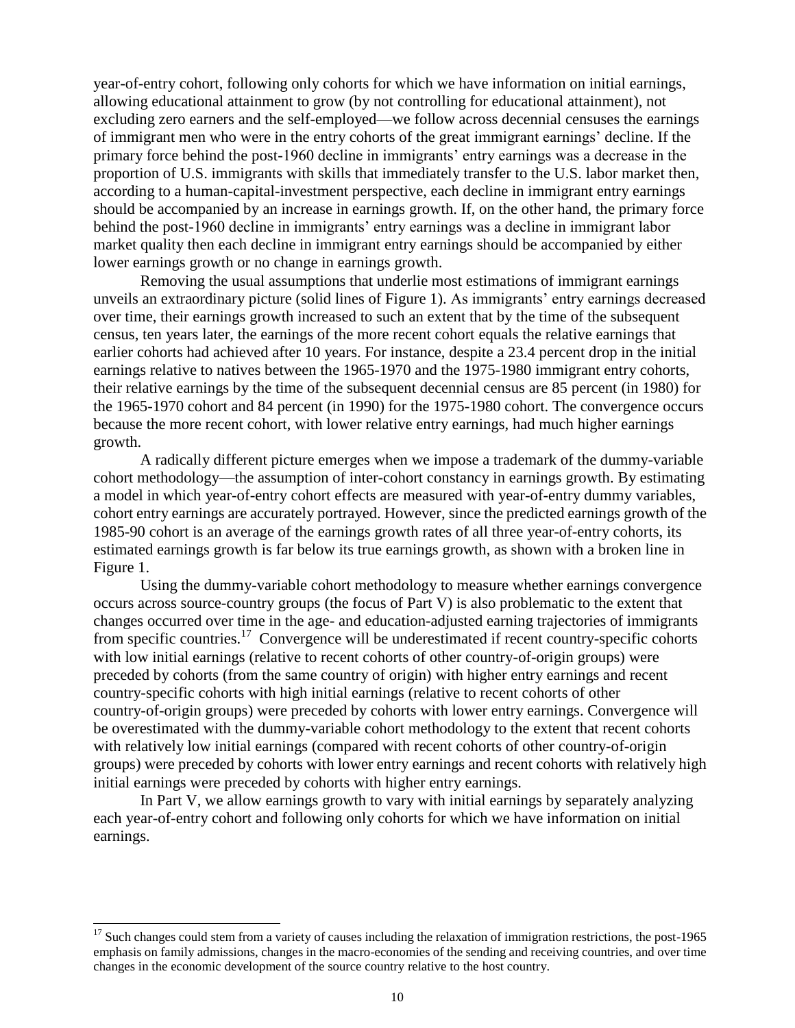year-of-entry cohort, following only cohorts for which we have information on initial earnings, allowing educational attainment to grow (by not controlling for educational attainment), not excluding zero earners and the self-employed—we follow across decennial censuses the earnings of immigrant men who were in the entry cohorts of the great immigrant earnings' decline. If the primary force behind the post-1960 decline in immigrants' entry earnings was a decrease in the proportion of U.S. immigrants with skills that immediately transfer to the U.S. labor market then, according to a human-capital-investment perspective, each decline in immigrant entry earnings should be accompanied by an increase in earnings growth. If, on the other hand, the primary force behind the post-1960 decline in immigrants' entry earnings was a decline in immigrant labor market quality then each decline in immigrant entry earnings should be accompanied by either lower earnings growth or no change in earnings growth.

Removing the usual assumptions that underlie most estimations of immigrant earnings unveils an extraordinary picture (solid lines of Figure 1). As immigrants' entry earnings decreased over time, their earnings growth increased to such an extent that by the time of the subsequent census, ten years later, the earnings of the more recent cohort equals the relative earnings that earlier cohorts had achieved after 10 years. For instance, despite a 23.4 percent drop in the initial earnings relative to natives between the 1965-1970 and the 1975-1980 immigrant entry cohorts, their relative earnings by the time of the subsequent decennial census are 85 percent (in 1980) for the 1965-1970 cohort and 84 percent (in 1990) for the 1975-1980 cohort. The convergence occurs because the more recent cohort, with lower relative entry earnings, had much higher earnings growth.

A radically different picture emerges when we impose a trademark of the dummy-variable cohort methodology—the assumption of inter-cohort constancy in earnings growth. By estimating a model in which year-of-entry cohort effects are measured with year-of-entry dummy variables, cohort entry earnings are accurately portrayed. However, since the predicted earnings growth of the 1985-90 cohort is an average of the earnings growth rates of all three year-of-entry cohorts, its estimated earnings growth is far below its true earnings growth, as shown with a broken line in Figure 1.

Using the dummy-variable cohort methodology to measure whether earnings convergence occurs across source-country groups (the focus of Part V) is also problematic to the extent that changes occurred over time in the age- and education-adjusted earning trajectories of immigrants from specific countries.[17] Convergence will be underestimated if recent country-specific cohorts with low initial earnings (relative to recent cohorts of other country-of-origin groups) were preceded by cohorts (from the same country of origin) with higher entry earnings and recent country-specific cohorts with high initial earnings (relative to recent cohorts of other country-of-origin groups) were preceded by cohorts with lower entry earnings. Convergence will be overestimated with the dummy-variable cohort methodology to the extent that recent cohorts with relatively low initial earnings (compared with recent cohorts of other country-of-origin groups) were preceded by cohorts with lower entry earnings and recent cohorts with relatively high initial earnings were preceded by cohorts with higher entry earnings.

In Part V, we allow earnings growth to vary with initial earnings by separately analyzing each year-of-entry cohort and following only cohorts for which we have information on initial earnings.

[17] Such changes could stem from a variety of causes including the relaxation of immigration restrictions, the post-1965 emphasis on family admissions, changes in the macro-economies of the sending and receiving countries, and over time changes in the economic development of the source country relative to the host country.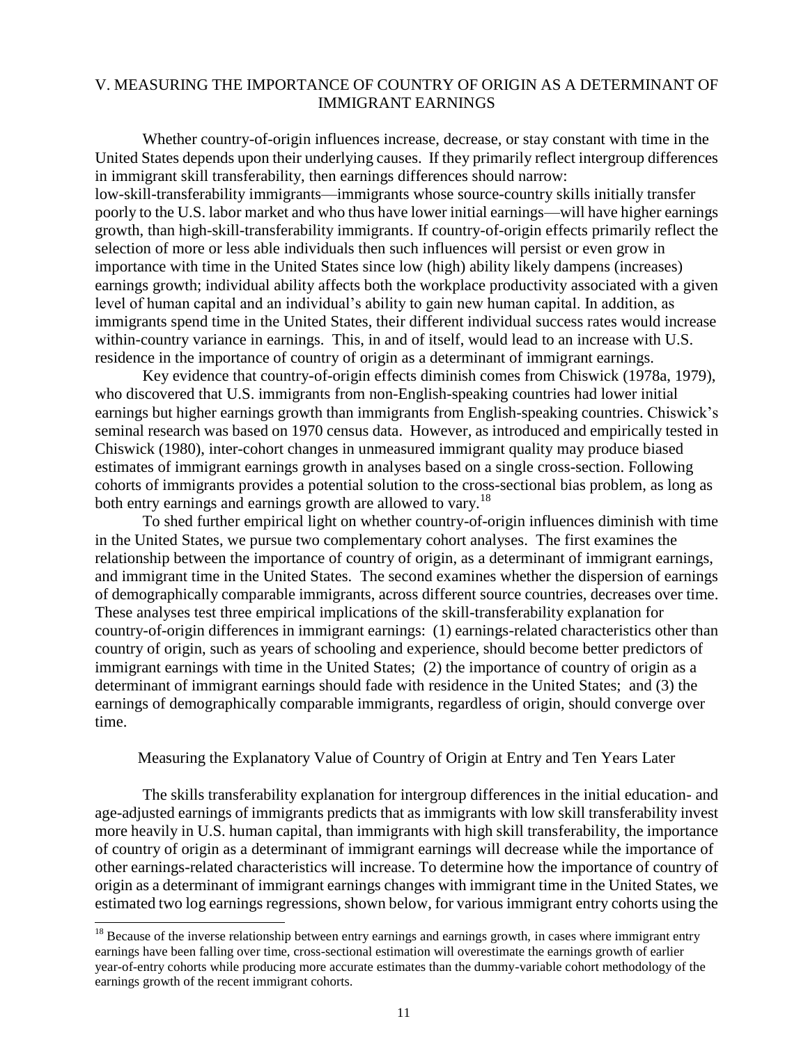## V. MEASURING THE IMPORTANCE OF COUNTRY OF ORIGIN AS A DETERMINANT OF IMMIGRANT EARNINGS

Whether country-of-origin influences increase, decrease, or stay constant with time in the United States depends upon their underlying causes. If they primarily reflect intergroup differences in immigrant skill transferability, then earnings differences should narrow: low-skill-transferability immigrants—immigrants whose source-country skills initially transfer poorly to the U.S. labor market and who thus have lower initial earnings—will have higher earnings growth, than high-skill-transferability immigrants. If country-of-origin effects primarily reflect the selection of more or less able individuals then such influences will persist or even grow in importance with time in the United States since low (high) ability likely dampens (increases) earnings growth; individual ability affects both the workplace productivity associated with a given level of human capital and an individual's ability to gain new human capital. In addition, as immigrants spend time in the United States, their different individual success rates would increase within-country variance in earnings. This, in and of itself, would lead to an increase with U.S. residence in the importance of country of origin as a determinant of immigrant earnings.

Key evidence that country-of-origin effects diminish comes from Chiswick (1978a, 1979), who discovered that U.S. immigrants from non-English-speaking countries had lower initial earnings but higher earnings growth than immigrants from English-speaking countries. Chiswick's seminal research was based on 1970 census data. However, as introduced and empirically tested in Chiswick (1980), inter-cohort changes in unmeasured immigrant quality may produce biased estimates of immigrant earnings growth in analyses based on a single cross-section. Following cohorts of immigrants provides a potential solution to the cross-sectional bias problem, as long as both entry earnings and earnings growth are allowed to vary.[18]

To shed further empirical light on whether country-of-origin influences diminish with time in the United States, we pursue two complementary cohort analyses. The first examines the relationship between the importance of country of origin, as a determinant of immigrant earnings, and immigrant time in the United States. The second examines whether the dispersion of earnings of demographically comparable immigrants, across different source countries, decreases over time. These analyses test three empirical implications of the skill-transferability explanation for country-of-origin differences in immigrant earnings: (1) earnings-related characteristics other than country of origin, such as years of schooling and experience, should become better predictors of immigrant earnings with time in the United States; (2) the importance of country of origin as a determinant of immigrant earnings should fade with residence in the United States; and (3) the earnings of demographically comparable immigrants, regardless of origin, should converge over time.

### Measuring the Explanatory Value of Country of Origin at Entry and Ten Years Later

The skills transferability explanation for intergroup differences in the initial education- and age-adjusted earnings of immigrants predicts that as immigrants with low skill transferability invest more heavily in U.S. human capital, than immigrants with high skill transferability, the importance of country of origin as a determinant of immigrant earnings will decrease while the importance of other earnings-related characteristics will increase. To determine how the importance of country of origin as a determinant of immigrant earnings changes with immigrant time in the United States, we estimated two log earnings regressions, shown below, for various immigrant entry cohorts using the

[18] Because of the inverse relationship between entry earnings and earnings growth, in cases where immigrant entry earnings have been falling over time, cross-sectional estimation will overestimate the earnings growth of earlier year-of-entry cohorts while producing more accurate estimates than the dummy-variable cohort methodology of the earnings growth of the recent immigrant cohorts.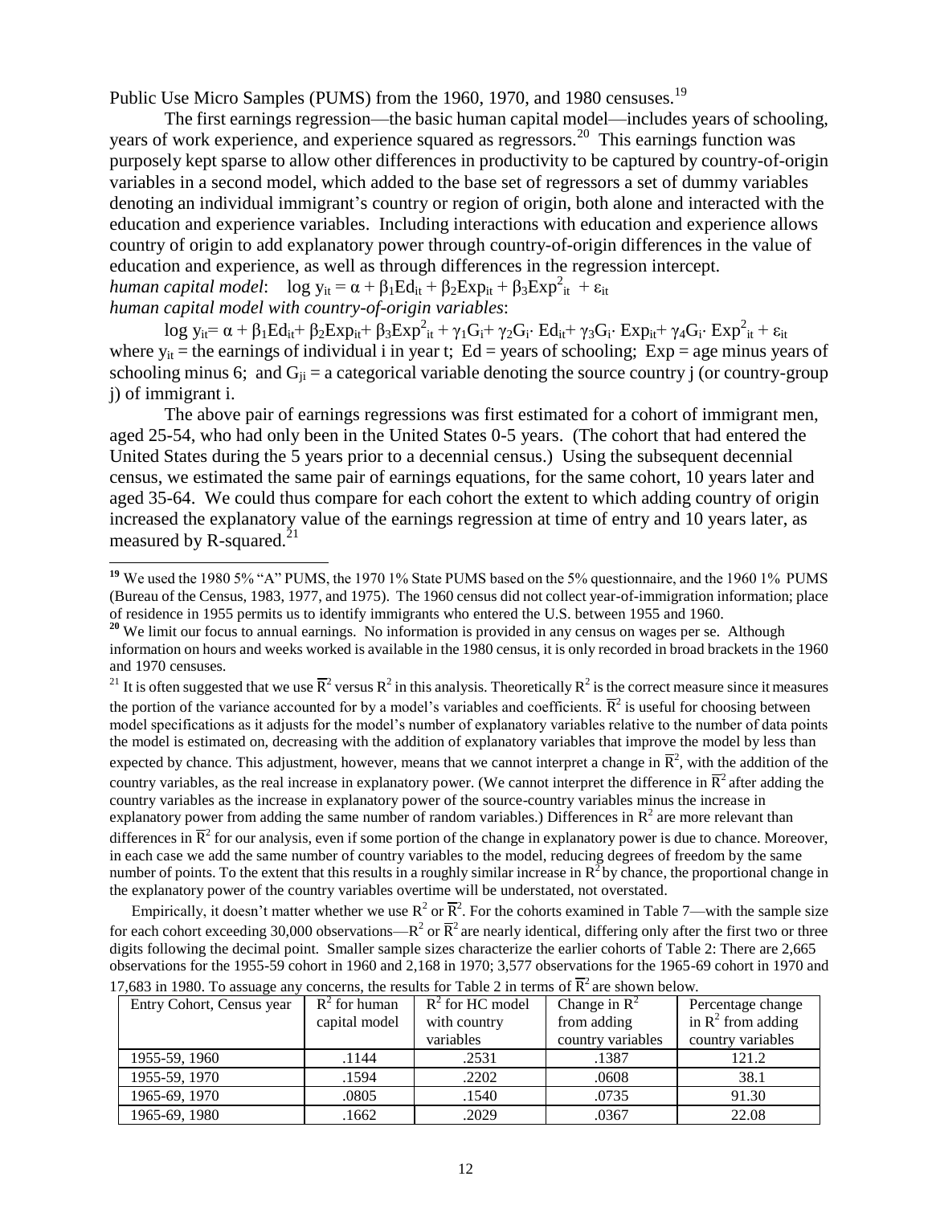Public Use Micro Samples (PUMS) from the 1960, 1970, and 1980 censuses.[19]

The first earnings regression—the basic human capital model—includes years of schooling, years of work experience, and experience squared as regressors.[20] This earnings function was purposely kept sparse to allow other differences in productivity to be captured by country-of-origin variables in a second model, which added to the base set of regressors a set of dummy variables denoting an individual immigrant's country or region of origin, both alone and interacted with the education and experience variables. Including interactions with education and experience allows country of origin to add explanatory power through country-of-origin differences in the value of education and experience, as well as through differences in the regression intercept.

*human capital model*: $\log y_{it} = \alpha + \beta_1 Ed_{it} + \beta_2 Exp_{it} + \beta_3 Exp^2_{it} + \varepsilon_{it}$

*human capital model with country-of-origin variables*:

$$\log y_{it} = \alpha + \beta_1 Ed_{it} + \beta_2 Exp_{it} + \beta_3 Exp^2_{it} + \gamma_1 G_i + \gamma_2 G_i \cdot Ed_{it} + \gamma_3 G_i \cdot Exp_{it} + \gamma_4 G_i \cdot Exp^2_{it} + \varepsilon_{it}$$

where $y_{it}$ = the earnings of individual i in year t; Ed = years of schooling; Exp = age minus years of schooling minus 6; and $G_{ji}$ = a categorical variable denoting the source country j (or country-group j) of immigrant i.

The above pair of earnings regressions was first estimated for a cohort of immigrant men, aged 25-54, who had only been in the United States 0-5 years. (The cohort that had entered the United States during the 5 years prior to a decennial census.) Using the subsequent decennial census, we estimated the same pair of earnings equations, for the same cohort, 10 years later and aged 35-64. We could thus compare for each cohort the extent to which adding country of origin increased the explanatory value of the earnings regression at time of entry and 10 years later, as measured by R-squared.[21]

---

[19] We used the 1980 5% "A" PUMS, the 1970 1% State PUMS based on the 5% questionnaire, and the 1960 1% PUMS (Bureau of the Census, 1983, 1977, and 1975). The 1960 census did not collect year-of-immigration information; place of residence in 1955 permits us to identify immigrants who entered the U.S. between 1955 and 1960.

[20] We limit our focus to annual earnings. No information is provided in any census on wages per se. Although information on hours and weeks worked is available in the 1980 census, it is only recorded in broad brackets in the 1960 and 1970 censuses.

[21] It is often suggested that we use $\overline{R}^2$ versus $R^2$ in this analysis. Theoretically $R^2$ is the correct measure since it measures the portion of the variance accounted for by a model's variables and coefficients. $\overline{R}^2$ is useful for choosing between model specifications as it adjusts for the model's number of explanatory variables relative to the number of data points the model is estimated on, decreasing with the addition of explanatory variables that improve the model by less than expected by chance. This adjustment, however, means that we cannot interpret a change in $\overline{R}^2$, with the addition of the country variables, as the real increase in explanatory power. (We cannot interpret the difference in $\overline{R}^2$ after adding the country variables as the increase in explanatory power of the source-country variables minus the increase in explanatory power from adding the same number of random variables.) Differences in $R^2$ are more relevant than differences in $\overline{R}^2$ for our analysis, even if some portion of the change in explanatory power is due to chance. Moreover, in each case we add the same number of country variables to the model, reducing degrees of freedom by the same number of points. To the extent that this results in a roughly similar increase in $R^2$ by chance, the proportional change in the explanatory power of the country variables overtime will be understated, not overstated.

Empirically, it doesn't matter whether we use $R^2$ or $\overline{R}^2$. For the cohorts examined in Table 7—with the sample size for each cohort exceeding 30,000 observations—$R^2$ or $\overline{R}^2$ are nearly identical, differing only after the first two or three digits following the decimal point. Smaller sample sizes characterize the earlier cohorts of Table 2: There are 2,665 observations for the 1955-59 cohort in 1960 and 2,168 in 1970; 3,577 observations for the 1965-69 cohort in 1970 and 17,683 in 1980. To assuage any concerns, the results for Table 2 in terms of $\overline{R}^2$ are shown below.

| Entry Cohort, Census year | $R^2$ for human capital model | $R^2$ for HC model with country variables | Change in $R^2$ from adding country variables | Percentage change in $R^2$ from adding country variables |
|---|---|---|---|---|
| 1955-59, 1960 | .1144 | .2531 | .1387 | 121.2 |
| 1955-59, 1970 | .1594 | .2202 | .0608 | 38.1 |
| 1965-69, 1970 | .0805 | .1540 | .0735 | 91.30 |
| 1965-69, 1980 | .1662 | .2029 | .0367 | 22.08 |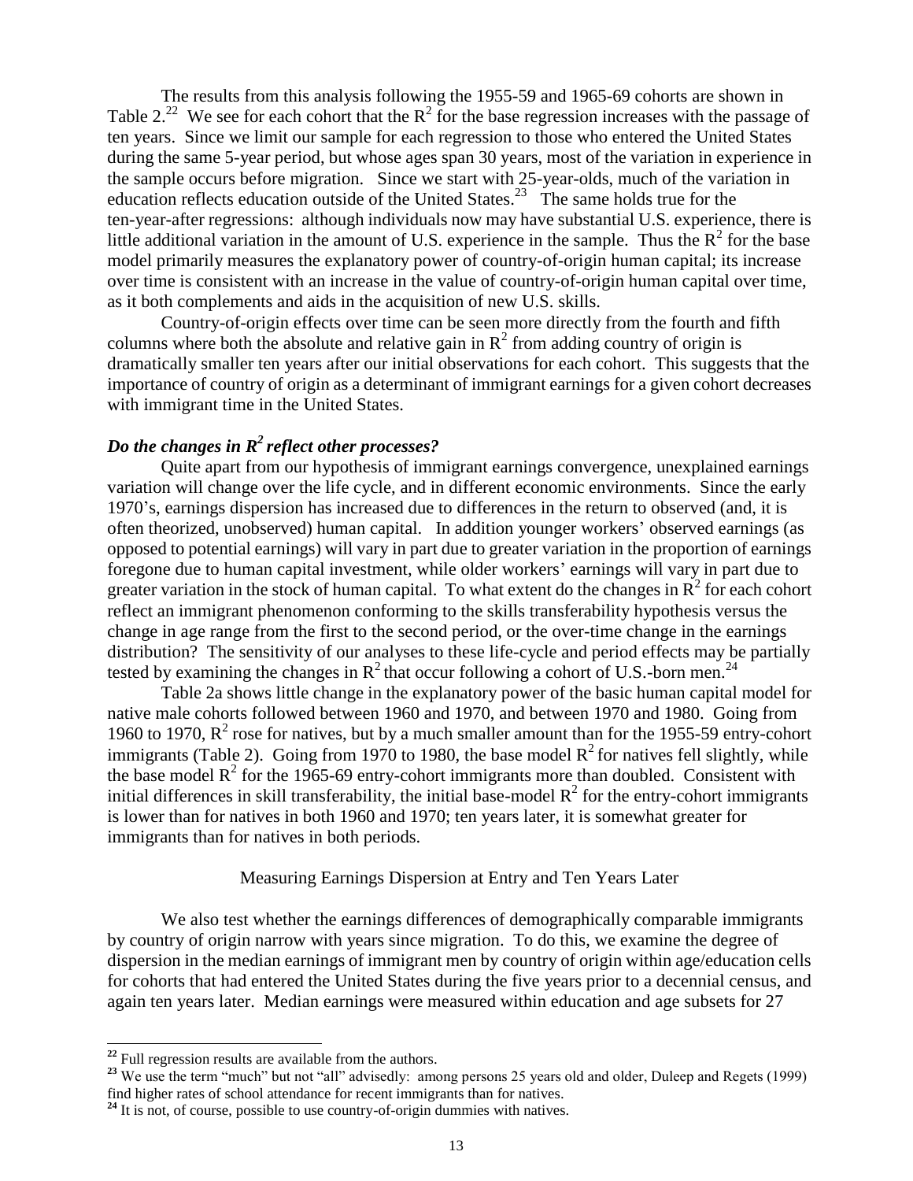The results from this analysis following the 1955-59 and 1965-69 cohorts are shown in Table 2.[22] We see for each cohort that the $R^2$ for the base regression increases with the passage of ten years. Since we limit our sample for each regression to those who entered the United States during the same 5-year period, but whose ages span 30 years, most of the variation in experience in the sample occurs before migration. Since we start with 25-year-olds, much of the variation in education reflects education outside of the United States.[23] The same holds true for the ten-year-after regressions: although individuals now may have substantial U.S. experience, there is little additional variation in the amount of U.S. experience in the sample. Thus the $R^2$ for the base model primarily measures the explanatory power of country-of-origin human capital; its increase over time is consistent with an increase in the value of country-of-origin human capital over time, as it both complements and aids in the acquisition of new U.S. skills.

Country-of-origin effects over time can be seen more directly from the fourth and fifth columns where both the absolute and relative gain in $R^2$ from adding country of origin is dramatically smaller ten years after our initial observations for each cohort. This suggests that the importance of country of origin as a determinant of immigrant earnings for a given cohort decreases with immigrant time in the United States.

### *Do the changes in $R^2$ reflect other processes?*

Quite apart from our hypothesis of immigrant earnings convergence, unexplained earnings variation will change over the life cycle, and in different economic environments. Since the early 1970's, earnings dispersion has increased due to differences in the return to observed (and, it is often theorized, unobserved) human capital. In addition younger workers' observed earnings (as opposed to potential earnings) will vary in part due to greater variation in the proportion of earnings foregone due to human capital investment, while older workers' earnings will vary in part due to greater variation in the stock of human capital. To what extent do the changes in $R^2$ for each cohort reflect an immigrant phenomenon conforming to the skills transferability hypothesis versus the change in age range from the first to the second period, or the over-time change in the earnings distribution? The sensitivity of our analyses to these life-cycle and period effects may be partially tested by examining the changes in $R^2$ that occur following a cohort of U.S.-born men.[24]

Table 2a shows little change in the explanatory power of the basic human capital model for native male cohorts followed between 1960 and 1970, and between 1970 and 1980. Going from 1960 to 1970, $R^2$ rose for natives, but by a much smaller amount than for the 1955-59 entry-cohort immigrants (Table 2). Going from 1970 to 1980, the base model $R^2$ for natives fell slightly, while the base model $R^2$ for the 1965-69 entry-cohort immigrants more than doubled. Consistent with initial differences in skill transferability, the initial base-model $R^2$ for the entry-cohort immigrants is lower than for natives in both 1960 and 1970; ten years later, it is somewhat greater for immigrants than for natives in both periods.

## Measuring Earnings Dispersion at Entry and Ten Years Later

We also test whether the earnings differences of demographically comparable immigrants by country of origin narrow with years since migration. To do this, we examine the degree of dispersion in the median earnings of immigrant men by country of origin within age/education cells for cohorts that had entered the United States during the five years prior to a decennial census, and again ten years later. Median earnings were measured within education and age subsets for 27

---

[22] Full regression results are available from the authors.

[23] We use the term "much" but not "all" advisedly: among persons 25 years old and older, Duleep and Regets (1999) find higher rates of school attendance for recent immigrants than for natives.

[24] It is not, of course, possible to use country-of-origin dummies with natives.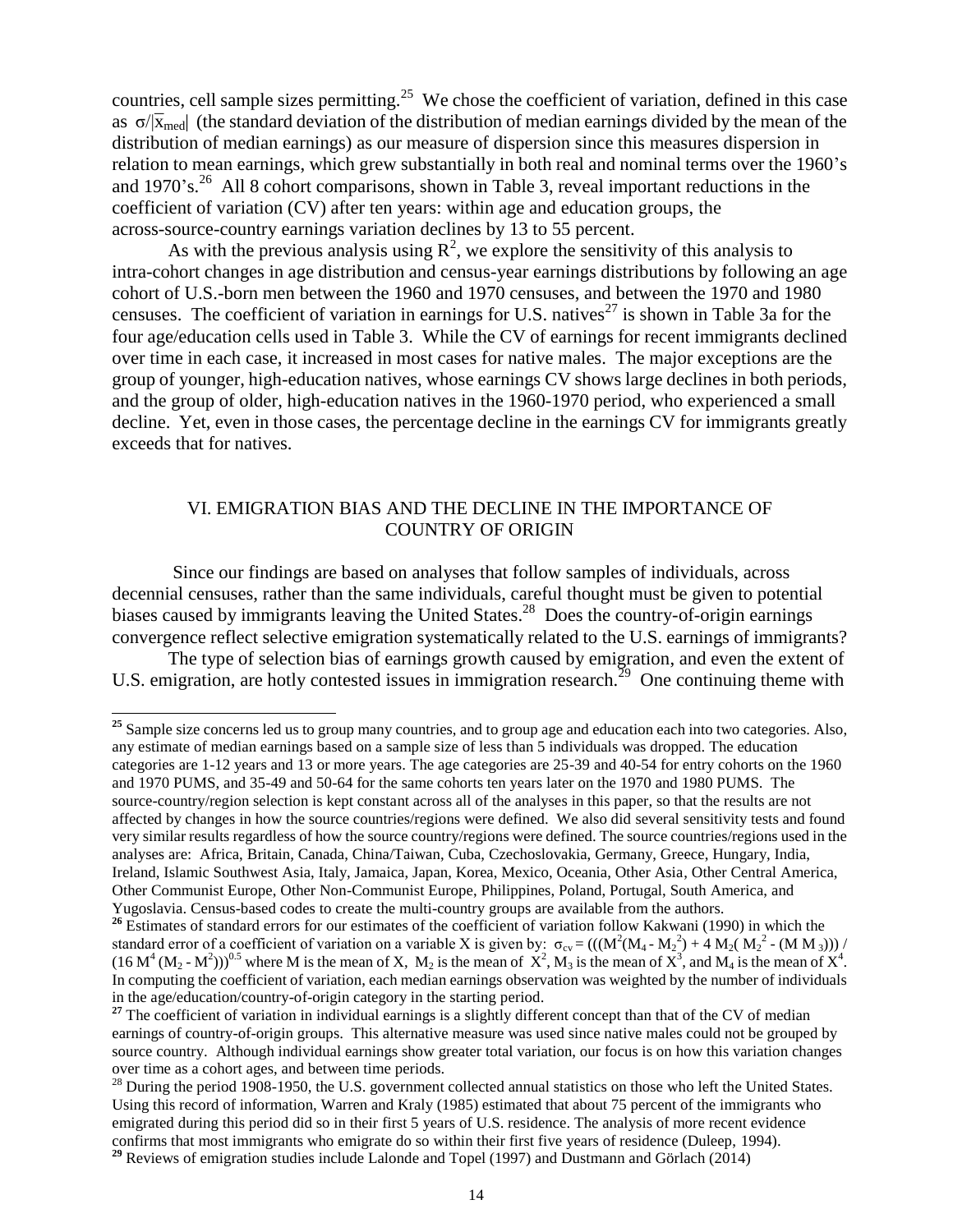countries, cell sample sizes permitting.[25] We chose the coefficient of variation, defined in this case as $\sigma/|\bar{x}_{med}|$ (the standard deviation of the distribution of median earnings divided by the mean of the distribution of median earnings) as our measure of dispersion since this measures dispersion in relation to mean earnings, which grew substantially in both real and nominal terms over the 1960's and 1970's.[26] All 8 cohort comparisons, shown in Table 3, reveal important reductions in the coefficient of variation (CV) after ten years: within age and education groups, the across-source-country earnings variation declines by 13 to 55 percent.

As with the previous analysis using $R^2$, we explore the sensitivity of this analysis to intra-cohort changes in age distribution and census-year earnings distributions by following an age cohort of U.S.-born men between the 1960 and 1970 censuses, and between the 1970 and 1980 censuses. The coefficient of variation in earnings for U.S. natives[27] is shown in Table 3a for the four age/education cells used in Table 3. While the CV of earnings for recent immigrants declined over time in each case, it increased in most cases for native males. The major exceptions are the group of younger, high-education natives, whose earnings CV shows large declines in both periods, and the group of older, high-education natives in the 1960-1970 period, who experienced a small decline. Yet, even in those cases, the percentage decline in the earnings CV for immigrants greatly exceeds that for natives.

## VI. EMIGRATION BIAS AND THE DECLINE IN THE IMPORTANCE OF COUNTRY OF ORIGIN

Since our findings are based on analyses that follow samples of individuals, across decennial censuses, rather than the same individuals, careful thought must be given to potential biases caused by immigrants leaving the United States.[28] Does the country-of-origin earnings convergence reflect selective emigration systematically related to the U.S. earnings of immigrants?

The type of selection bias of earnings growth caused by emigration, and even the extent of U.S. emigration, are hotly contested issues in immigration research.[29] One continuing theme with

---

[25] Sample size concerns led us to group many countries, and to group age and education each into two categories. Also, any estimate of median earnings based on a sample size of less than 5 individuals was dropped. The education categories are 1-12 years and 13 or more years. The age categories are 25-39 and 40-54 for entry cohorts on the 1960 and 1970 PUMS, and 35-49 and 50-64 for the same cohorts ten years later on the 1970 and 1980 PUMS. The source-country/region selection is kept constant across all of the analyses in this paper, so that the results are not affected by changes in how the source countries/regions were defined. We also did several sensitivity tests and found very similar results regardless of how the source country/regions were defined. The source countries/regions used in the analyses are: Africa, Britain, Canada, China/Taiwan, Cuba, Czechoslovakia, Germany, Greece, Hungary, India, Ireland, Islamic Southwest Asia, Italy, Jamaica, Japan, Korea, Mexico, Oceania, Other Asia, Other Central America, Other Communist Europe, Other Non-Communist Europe, Philippines, Poland, Portugal, South America, and Yugoslavia. Census-based codes to create the multi-country groups are available from the authors.

[26] Estimates of standard errors for our estimates of the coefficient of variation follow Kakwani (1990) in which the standard error of a coefficient of variation on a variable X is given by: $\sigma_{cv} = (((M^2(M_4 - M_2^2) + 4\,M_2(\,M_2^2 - (M\,M_3))) / (16\,M^4\,(M_2 - M^2)))^{0.5}$ where M is the mean of X, $M_2$ is the mean of $X^2$, $M_3$ is the mean of $X^3$, and $M_4$ is the mean of $X^4$. In computing the coefficient of variation, each median earnings observation was weighted by the number of individuals in the age/education/country-of-origin category in the starting period.

[27] The coefficient of variation in individual earnings is a slightly different concept than that of the CV of median earnings of country-of-origin groups. This alternative measure was used since native males could not be grouped by source country. Although individual earnings show greater total variation, our focus is on how this variation changes over time as a cohort ages, and between time periods.

[28] During the period 1908-1950, the U.S. government collected annual statistics on those who left the United States. Using this record of information, Warren and Kraly (1985) estimated that about 75 percent of the immigrants who emigrated during this period did so in their first 5 years of U.S. residence. The analysis of more recent evidence confirms that most immigrants who emigrate do so within their first five years of residence (Duleep, 1994).

[29] Reviews of emigration studies include Lalonde and Topel (1997) and Dustmann and Görlach (2014)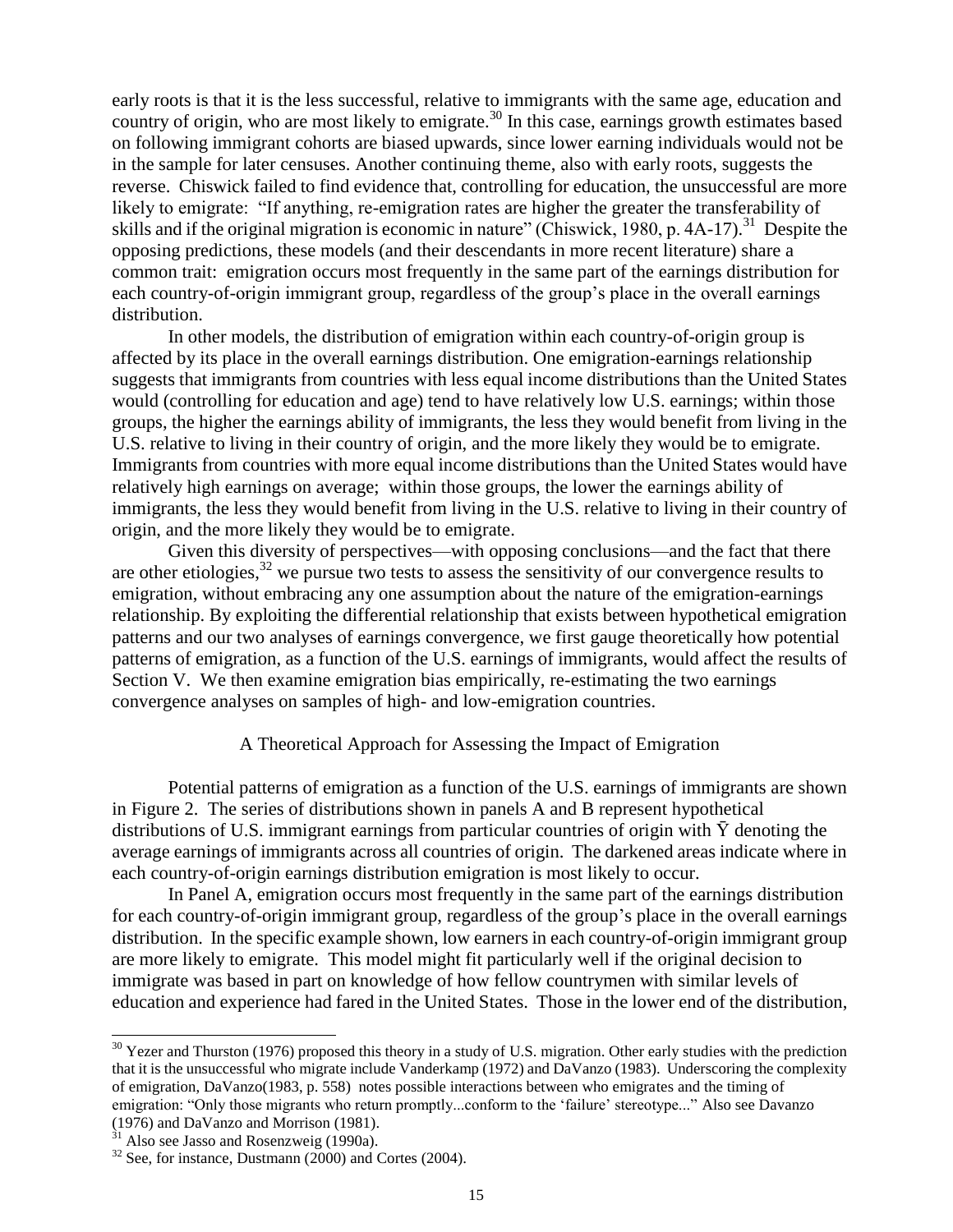early roots is that it is the less successful, relative to immigrants with the same age, education and country of origin, who are most likely to emigrate.[30] In this case, earnings growth estimates based on following immigrant cohorts are biased upwards, since lower earning individuals would not be in the sample for later censuses. Another continuing theme, also with early roots, suggests the reverse. Chiswick failed to find evidence that, controlling for education, the unsuccessful are more likely to emigrate: "If anything, re-emigration rates are higher the greater the transferability of skills and if the original migration is economic in nature" (Chiswick, 1980, p. 4A-17).[31] Despite the opposing predictions, these models (and their descendants in more recent literature) share a common trait: emigration occurs most frequently in the same part of the earnings distribution for each country-of-origin immigrant group, regardless of the group's place in the overall earnings distribution.

In other models, the distribution of emigration within each country-of-origin group is affected by its place in the overall earnings distribution. One emigration-earnings relationship suggests that immigrants from countries with less equal income distributions than the United States would (controlling for education and age) tend to have relatively low U.S. earnings; within those groups, the higher the earnings ability of immigrants, the less they would benefit from living in the U.S. relative to living in their country of origin, and the more likely they would be to emigrate. Immigrants from countries with more equal income distributions than the United States would have relatively high earnings on average; within those groups, the lower the earnings ability of immigrants, the less they would benefit from living in the U.S. relative to living in their country of origin, and the more likely they would be to emigrate.

Given this diversity of perspectives—with opposing conclusions—and the fact that there are other etiologies,[32] we pursue two tests to assess the sensitivity of our convergence results to emigration, without embracing any one assumption about the nature of the emigration-earnings relationship. By exploiting the differential relationship that exists between hypothetical emigration patterns and our two analyses of earnings convergence, we first gauge theoretically how potential patterns of emigration, as a function of the U.S. earnings of immigrants, would affect the results of Section V. We then examine emigration bias empirically, re-estimating the two earnings convergence analyses on samples of high- and low-emigration countries.

### A Theoretical Approach for Assessing the Impact of Emigration

Potential patterns of emigration as a function of the U.S. earnings of immigrants are shown in Figure 2. The series of distributions shown in panels A and B represent hypothetical distributions of U.S. immigrant earnings from particular countries of origin with $\bar{Y}$ denoting the average earnings of immigrants across all countries of origin. The darkened areas indicate where in each country-of-origin earnings distribution emigration is most likely to occur.

In Panel A, emigration occurs most frequently in the same part of the earnings distribution for each country-of-origin immigrant group, regardless of the group's place in the overall earnings distribution. In the specific example shown, low earners in each country-of-origin immigrant group are more likely to emigrate. This model might fit particularly well if the original decision to immigrate was based in part on knowledge of how fellow countrymen with similar levels of education and experience had fared in the United States. Those in the lower end of the distribution,

---

[30] Yezer and Thurston (1976) proposed this theory in a study of U.S. migration. Other early studies with the prediction that it is the unsuccessful who migrate include Vanderkamp (1972) and DaVanzo (1983). Underscoring the complexity of emigration, DaVanzo(1983, p. 558) notes possible interactions between who emigrates and the timing of emigration: "Only those migrants who return promptly...conform to the 'failure' stereotype..." Also see Davanzo (1976) and DaVanzo and Morrison (1981).

[31] Also see Jasso and Rosenzweig (1990a).

[32] See, for instance, Dustmann (2000) and Cortes (2004).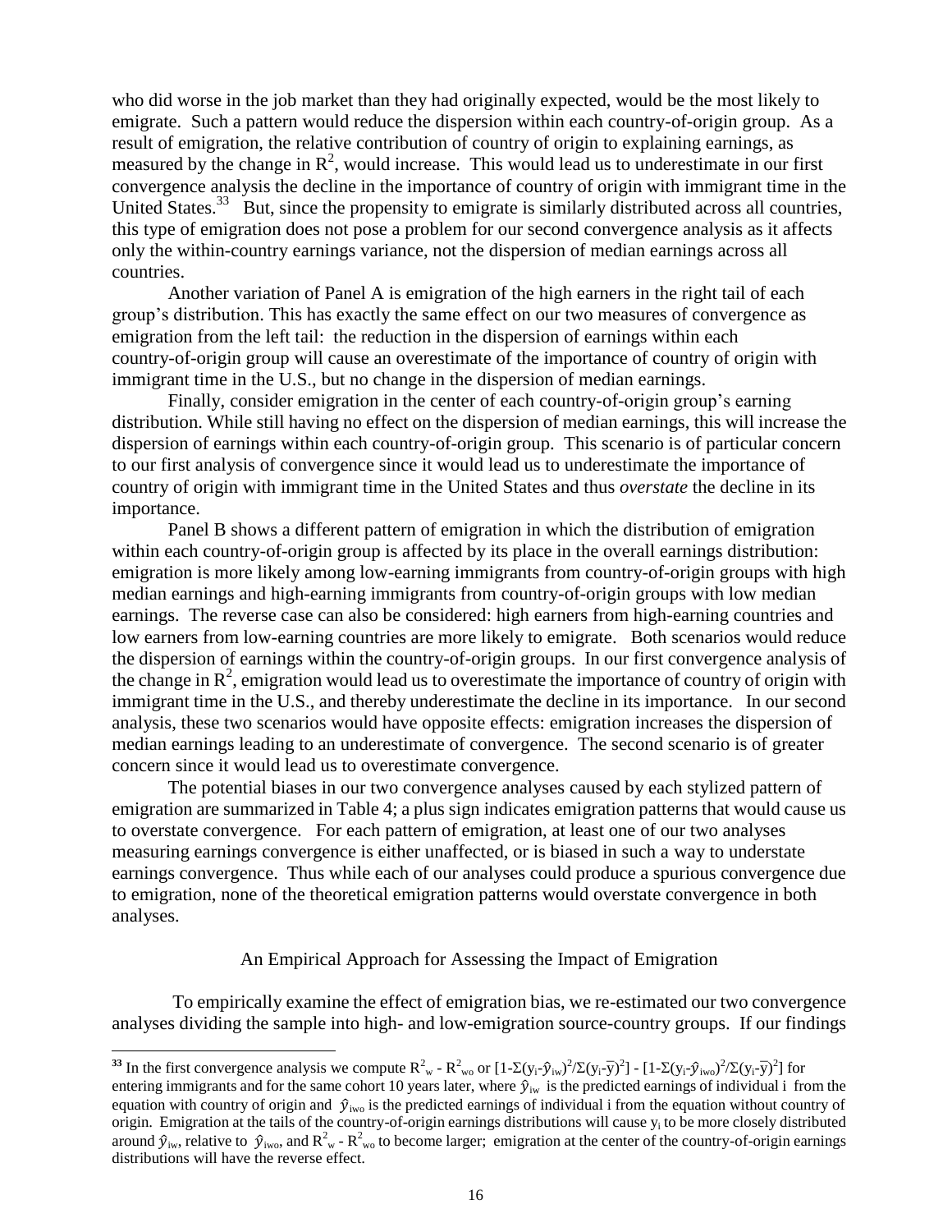who did worse in the job market than they had originally expected, would be the most likely to emigrate. Such a pattern would reduce the dispersion within each country-of-origin group. As a result of emigration, the relative contribution of country of origin to explaining earnings, as measured by the change in $R^2$, would increase. This would lead us to underestimate in our first convergence analysis the decline in the importance of country of origin with immigrant time in the United States.[33] But, since the propensity to emigrate is similarly distributed across all countries, this type of emigration does not pose a problem for our second convergence analysis as it affects only the within-country earnings variance, not the dispersion of median earnings across all countries.

Another variation of Panel A is emigration of the high earners in the right tail of each group's distribution. This has exactly the same effect on our two measures of convergence as emigration from the left tail: the reduction in the dispersion of earnings within each country-of-origin group will cause an overestimate of the importance of country of origin with immigrant time in the U.S., but no change in the dispersion of median earnings.

Finally, consider emigration in the center of each country-of-origin group's earning distribution. While still having no effect on the dispersion of median earnings, this will increase the dispersion of earnings within each country-of-origin group. This scenario is of particular concern to our first analysis of convergence since it would lead us to underestimate the importance of country of origin with immigrant time in the United States and thus *overstate* the decline in its importance.

Panel B shows a different pattern of emigration in which the distribution of emigration within each country-of-origin group is affected by its place in the overall earnings distribution: emigration is more likely among low-earning immigrants from country-of-origin groups with high median earnings and high-earning immigrants from country-of-origin groups with low median earnings. The reverse case can also be considered: high earners from high-earning countries and low earners from low-earning countries are more likely to emigrate. Both scenarios would reduce the dispersion of earnings within the country-of-origin groups. In our first convergence analysis of the change in $R^2$, emigration would lead us to overestimate the importance of country of origin with immigrant time in the U.S., and thereby underestimate the decline in its importance. In our second analysis, these two scenarios would have opposite effects: emigration increases the dispersion of median earnings leading to an underestimate of convergence. The second scenario is of greater concern since it would lead us to overestimate convergence.

The potential biases in our two convergence analyses caused by each stylized pattern of emigration are summarized in Table 4; a plus sign indicates emigration patterns that would cause us to overstate convergence. For each pattern of emigration, at least one of our two analyses measuring earnings convergence is either unaffected, or is biased in such a way to understate earnings convergence. Thus while each of our analyses could produce a spurious convergence due to emigration, none of the theoretical emigration patterns would overstate convergence in both analyses.

## An Empirical Approach for Assessing the Impact of Emigration

To empirically examine the effect of emigration bias, we re-estimated our two convergence analyses dividing the sample into high- and low-emigration source-country groups. If our findings

---

[33] In the first convergence analysis we compute $R^2_w - R^2_{wo}$ or $[1-\Sigma(y_i-\hat{y}_{iw})^2/\Sigma(y_i-\bar{y})^2] - [1-\Sigma(y_i-\hat{y}_{iwo})^2/\Sigma(y_i-\bar{y})^2]$ for entering immigrants and for the same cohort 10 years later, where $\hat{y}_{iw}$ is the predicted earnings of individual i from the equation with country of origin and $\hat{y}_{iwo}$ is the predicted earnings of individual i from the equation without country of origin. Emigration at the tails of the country-of-origin earnings distributions will cause $y_i$ to be more closely distributed around $\hat{y}_{iw}$, relative to $\hat{y}_{iwo}$, and $R^2_w - R^2_{wo}$ to become larger; emigration at the center of the country-of-origin earnings distributions will have the reverse effect.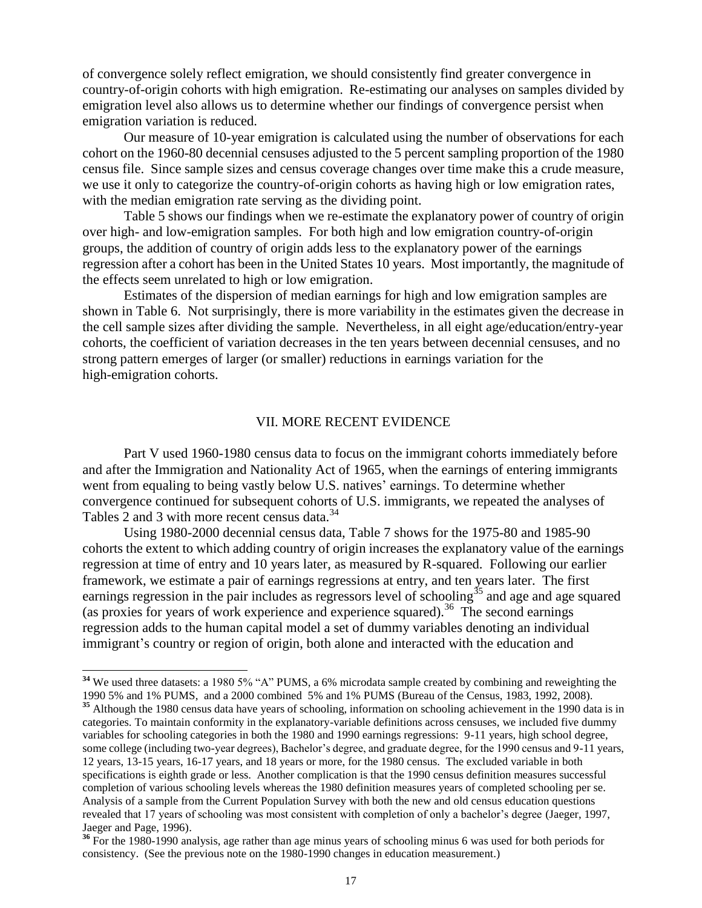of convergence solely reflect emigration, we should consistently find greater convergence in country-of-origin cohorts with high emigration. Re-estimating our analyses on samples divided by emigration level also allows us to determine whether our findings of convergence persist when emigration variation is reduced.

Our measure of 10-year emigration is calculated using the number of observations for each cohort on the 1960-80 decennial censuses adjusted to the 5 percent sampling proportion of the 1980 census file. Since sample sizes and census coverage changes over time make this a crude measure, we use it only to categorize the country-of-origin cohorts as having high or low emigration rates, with the median emigration rate serving as the dividing point.

Table 5 shows our findings when we re-estimate the explanatory power of country of origin over high- and low-emigration samples. For both high and low emigration country-of-origin groups, the addition of country of origin adds less to the explanatory power of the earnings regression after a cohort has been in the United States 10 years. Most importantly, the magnitude of the effects seem unrelated to high or low emigration.

Estimates of the dispersion of median earnings for high and low emigration samples are shown in Table 6. Not surprisingly, there is more variability in the estimates given the decrease in the cell sample sizes after dividing the sample. Nevertheless, in all eight age/education/entry-year cohorts, the coefficient of variation decreases in the ten years between decennial censuses, and no strong pattern emerges of larger (or smaller) reductions in earnings variation for the high-emigration cohorts.

## VII. MORE RECENT EVIDENCE

Part V used 1960-1980 census data to focus on the immigrant cohorts immediately before and after the Immigration and Nationality Act of 1965, when the earnings of entering immigrants went from equaling to being vastly below U.S. natives' earnings. To determine whether convergence continued for subsequent cohorts of U.S. immigrants, we repeated the analyses of Tables 2 and 3 with more recent census data.[34]

Using 1980-2000 decennial census data, Table 7 shows for the 1975-80 and 1985-90 cohorts the extent to which adding country of origin increases the explanatory value of the earnings regression at time of entry and 10 years later, as measured by R-squared. Following our earlier framework, we estimate a pair of earnings regressions at entry, and ten years later. The first earnings regression in the pair includes as regressors level of schooling[35] and age and age squared (as proxies for years of work experience and experience squared).[36] The second earnings regression adds to the human capital model a set of dummy variables denoting an individual immigrant's country or region of origin, both alone and interacted with the education and

---

[34] We used three datasets: a 1980 5% "A" PUMS, a 6% microdata sample created by combining and reweighting the 1990 5% and 1% PUMS, and a 2000 combined 5% and 1% PUMS (Bureau of the Census, 1983, 1992, 2008).

[35] Although the 1980 census data have years of schooling, information on schooling achievement in the 1990 data is in categories. To maintain conformity in the explanatory-variable definitions across censuses, we included five dummy variables for schooling categories in both the 1980 and 1990 earnings regressions: 9-11 years, high school degree, some college (including two-year degrees), Bachelor's degree, and graduate degree, for the 1990 census and 9-11 years, 12 years, 13-15 years, 16-17 years, and 18 years or more, for the 1980 census. The excluded variable in both specifications is eighth grade or less. Another complication is that the 1990 census definition measures successful completion of various schooling levels whereas the 1980 definition measures years of completed schooling per se. Analysis of a sample from the Current Population Survey with both the new and old census education questions revealed that 17 years of schooling was most consistent with completion of only a bachelor's degree (Jaeger, 1997, Jaeger and Page, 1996).

[36] For the 1980-1990 analysis, age rather than age minus years of schooling minus 6 was used for both periods for consistency. (See the previous note on the 1980-1990 changes in education measurement.)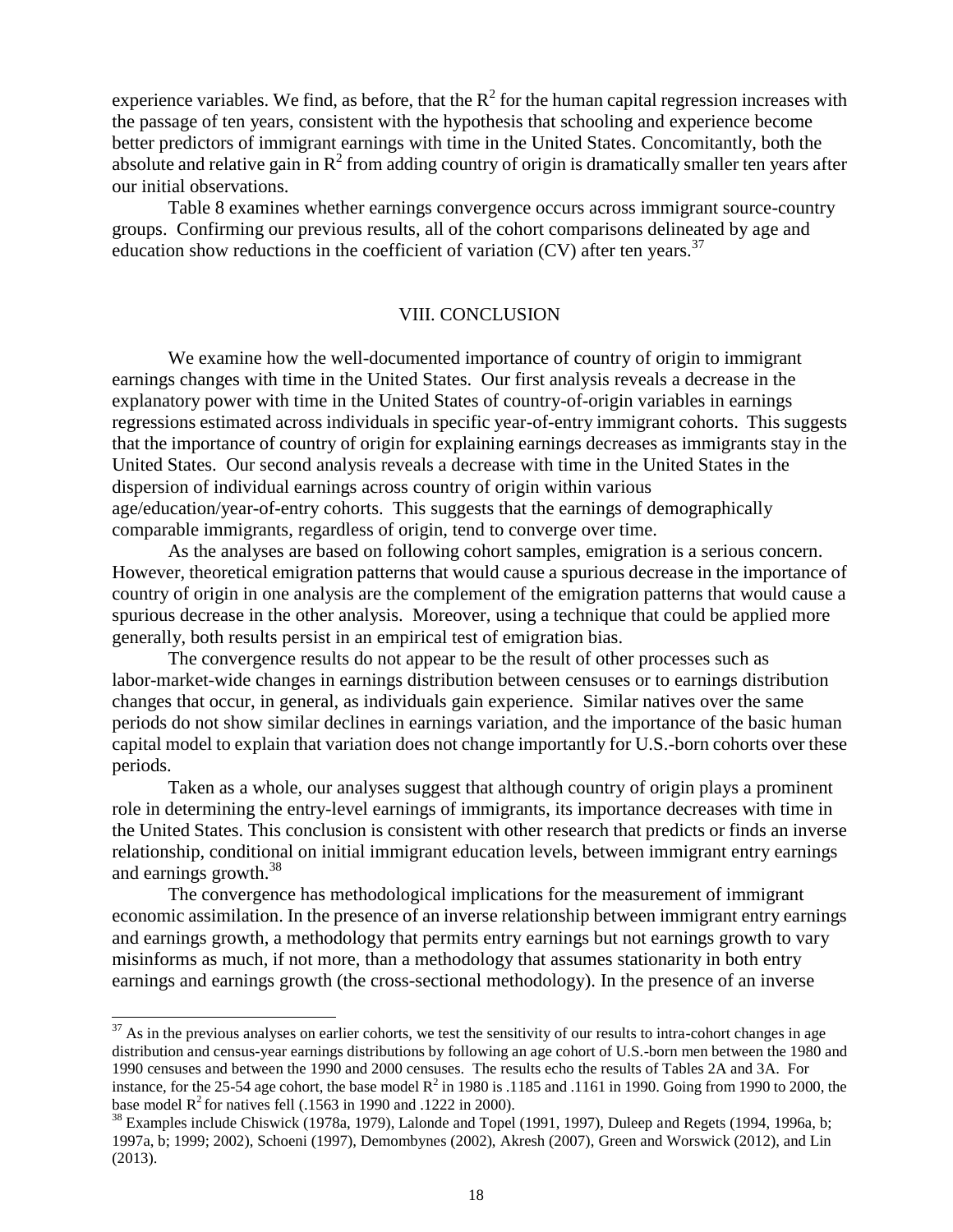experience variables. We find, as before, that the $R^2$ for the human capital regression increases with the passage of ten years, consistent with the hypothesis that schooling and experience become better predictors of immigrant earnings with time in the United States. Concomitantly, both the absolute and relative gain in $R^2$ from adding country of origin is dramatically smaller ten years after our initial observations.

Table 8 examines whether earnings convergence occurs across immigrant source-country groups. Confirming our previous results, all of the cohort comparisons delineated by age and education show reductions in the coefficient of variation (CV) after ten years.[37]

## VIII. CONCLUSION

We examine how the well-documented importance of country of origin to immigrant earnings changes with time in the United States. Our first analysis reveals a decrease in the explanatory power with time in the United States of country-of-origin variables in earnings regressions estimated across individuals in specific year-of-entry immigrant cohorts. This suggests that the importance of country of origin for explaining earnings decreases as immigrants stay in the United States. Our second analysis reveals a decrease with time in the United States in the dispersion of individual earnings across country of origin within various age/education/year-of-entry cohorts. This suggests that the earnings of demographically comparable immigrants, regardless of origin, tend to converge over time.

As the analyses are based on following cohort samples, emigration is a serious concern. However, theoretical emigration patterns that would cause a spurious decrease in the importance of country of origin in one analysis are the complement of the emigration patterns that would cause a spurious decrease in the other analysis. Moreover, using a technique that could be applied more generally, both results persist in an empirical test of emigration bias.

The convergence results do not appear to be the result of other processes such as labor-market-wide changes in earnings distribution between censuses or to earnings distribution changes that occur, in general, as individuals gain experience. Similar natives over the same periods do not show similar declines in earnings variation, and the importance of the basic human capital model to explain that variation does not change importantly for U.S.-born cohorts over these periods.

Taken as a whole, our analyses suggest that although country of origin plays a prominent role in determining the entry-level earnings of immigrants, its importance decreases with time in the United States. This conclusion is consistent with other research that predicts or finds an inverse relationship, conditional on initial immigrant education levels, between immigrant entry earnings and earnings growth.[38]

The convergence has methodological implications for the measurement of immigrant economic assimilation. In the presence of an inverse relationship between immigrant entry earnings and earnings growth, a methodology that permits entry earnings but not earnings growth to vary misinforms as much, if not more, than a methodology that assumes stationarity in both entry earnings and earnings growth (the cross-sectional methodology). In the presence of an inverse

---

[37] As in the previous analyses on earlier cohorts, we test the sensitivity of our results to intra-cohort changes in age distribution and census-year earnings distributions by following an age cohort of U.S.-born men between the 1980 and 1990 censuses and between the 1990 and 2000 censuses. The results echo the results of Tables 2A and 3A. For instance, for the 25-54 age cohort, the base model $R^2$ in 1980 is .1185 and .1161 in 1990. Going from 1990 to 2000, the base model $R^2$ for natives fell (.1563 in 1990 and .1222 in 2000).

[38] Examples include Chiswick (1978a, 1979), Lalonde and Topel (1991, 1997), Duleep and Regets (1994, 1996a, b; 1997a, b; 1999; 2002), Schoeni (1997), Demombynes (2002), Akresh (2007), Green and Worswick (2012), and Lin (2013).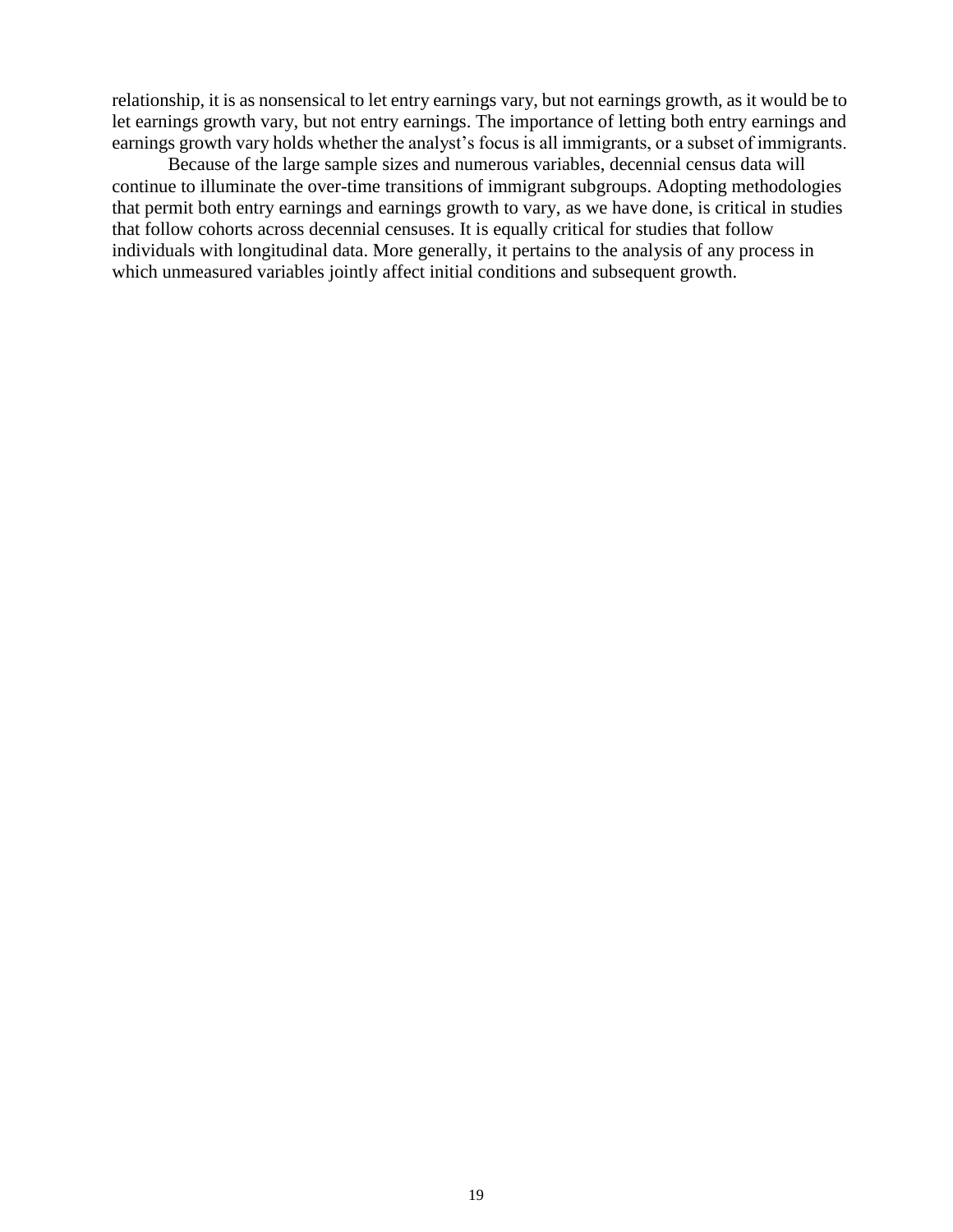relationship, it is as nonsensical to let entry earnings vary, but not earnings growth, as it would be to let earnings growth vary, but not entry earnings. The importance of letting both entry earnings and earnings growth vary holds whether the analyst's focus is all immigrants, or a subset of immigrants.

Because of the large sample sizes and numerous variables, decennial census data will continue to illuminate the over-time transitions of immigrant subgroups. Adopting methodologies that permit both entry earnings and earnings growth to vary, as we have done, is critical in studies that follow cohorts across decennial censuses. It is equally critical for studies that follow individuals with longitudinal data. More generally, it pertains to the analysis of any process in which unmeasured variables jointly affect initial conditions and subsequent growth.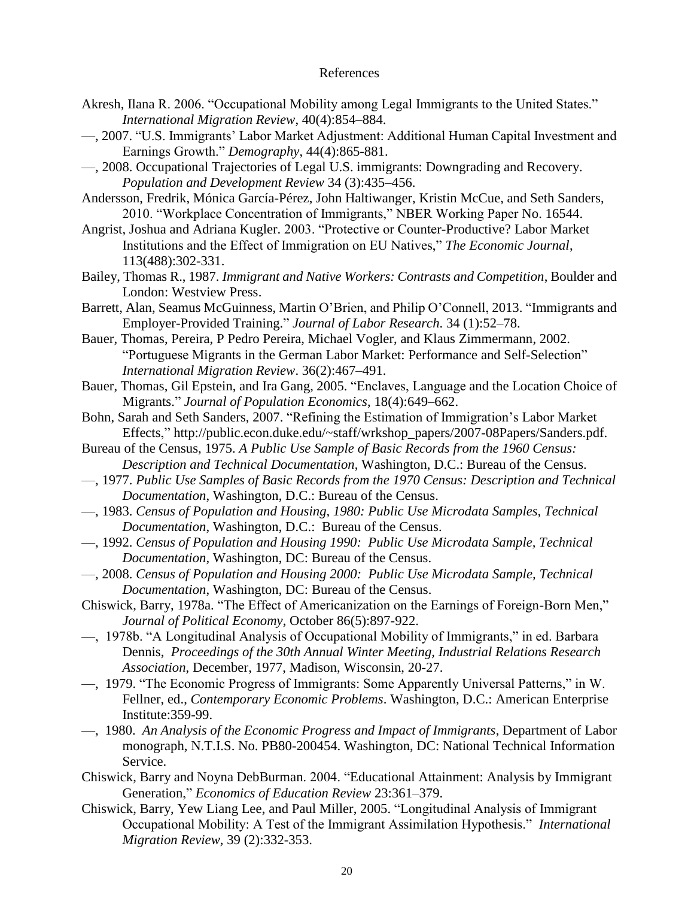# References

Akresh, Ilana R. 2006. "Occupational Mobility among Legal Immigrants to the United States." *International Migration Review*, 40(4):854–884.

—, 2007. "U.S. Immigrants' Labor Market Adjustment: Additional Human Capital Investment and Earnings Growth." *Demography*, 44(4):865-881.

—, 2008. Occupational Trajectories of Legal U.S. immigrants: Downgrading and Recovery. *Population and Development Review* 34 (3):435–456.

Andersson, Fredrik, Mónica García-Pérez, John Haltiwanger, Kristin McCue, and Seth Sanders, 2010. "Workplace Concentration of Immigrants," NBER Working Paper No. 16544.

Angrist, Joshua and Adriana Kugler. 2003. "Protective or Counter-Productive? Labor Market Institutions and the Effect of Immigration on EU Natives," *The Economic Journal*, 113(488):302-331.

Bailey, Thomas R., 1987. *Immigrant and Native Workers: Contrasts and Competition*, Boulder and London: Westview Press.

Barrett, Alan, Seamus McGuinness, Martin O'Brien, and Philip O'Connell, 2013. "Immigrants and Employer-Provided Training." *Journal of Labor Research*. 34 (1):52–78.

Bauer, Thomas, Pereira, P Pedro Pereira, Michael Vogler, and Klaus Zimmermann, 2002. "Portuguese Migrants in the German Labor Market: Performance and Self-Selection" *International Migration Review*. 36(2):467–491.

Bauer, Thomas, Gil Epstein, and Ira Gang, 2005. "Enclaves, Language and the Location Choice of Migrants." *Journal of Population Economics*, 18(4):649–662.

Bohn, Sarah and Seth Sanders, 2007. "Refining the Estimation of Immigration's Labor Market Effects," http://public.econ.duke.edu/~staff/wrkshop_papers/2007-08Papers/Sanders.pdf.

Bureau of the Census, 1975. *A Public Use Sample of Basic Records from the 1960 Census: Description and Technical Documentation*, Washington, D.C.: Bureau of the Census.

—, 1977. *Public Use Samples of Basic Records from the 1970 Census: Description and Technical Documentation*, Washington, D.C.: Bureau of the Census.

—, 1983. *Census of Population and Housing, 1980: Public Use Microdata Samples, Technical Documentation*, Washington, D.C.: Bureau of the Census.

—, 1992. *Census of Population and Housing 1990: Public Use Microdata Sample, Technical Documentation*, Washington, DC: Bureau of the Census.

—, 2008. *Census of Population and Housing 2000: Public Use Microdata Sample, Technical Documentation*, Washington, DC: Bureau of the Census.

Chiswick, Barry, 1978a. "The Effect of Americanization on the Earnings of Foreign-Born Men," *Journal of Political Economy*, October 86(5):897-922.

—, 1978b. "A Longitudinal Analysis of Occupational Mobility of Immigrants," in ed. Barbara Dennis, *Proceedings of the 30th Annual Winter Meeting, Industrial Relations Research Association*, December, 1977, Madison, Wisconsin, 20-27.

—, 1979. "The Economic Progress of Immigrants: Some Apparently Universal Patterns," in W. Fellner, ed., *Contemporary Economic Problems*. Washington, D.C.: American Enterprise Institute:359-99.

—, 1980. *An Analysis of the Economic Progress and Impact of Immigrants*, Department of Labor monograph, N.T.I.S. No. PB80-200454. Washington, DC: National Technical Information Service.

Chiswick, Barry and Noyna DebBurman. 2004. "Educational Attainment: Analysis by Immigrant Generation," *Economics of Education Review* 23:361–379.

Chiswick, Barry, Yew Liang Lee, and Paul Miller, 2005. "Longitudinal Analysis of Immigrant Occupational Mobility: A Test of the Immigrant Assimilation Hypothesis." *International Migration Review*, 39 (2):332-353.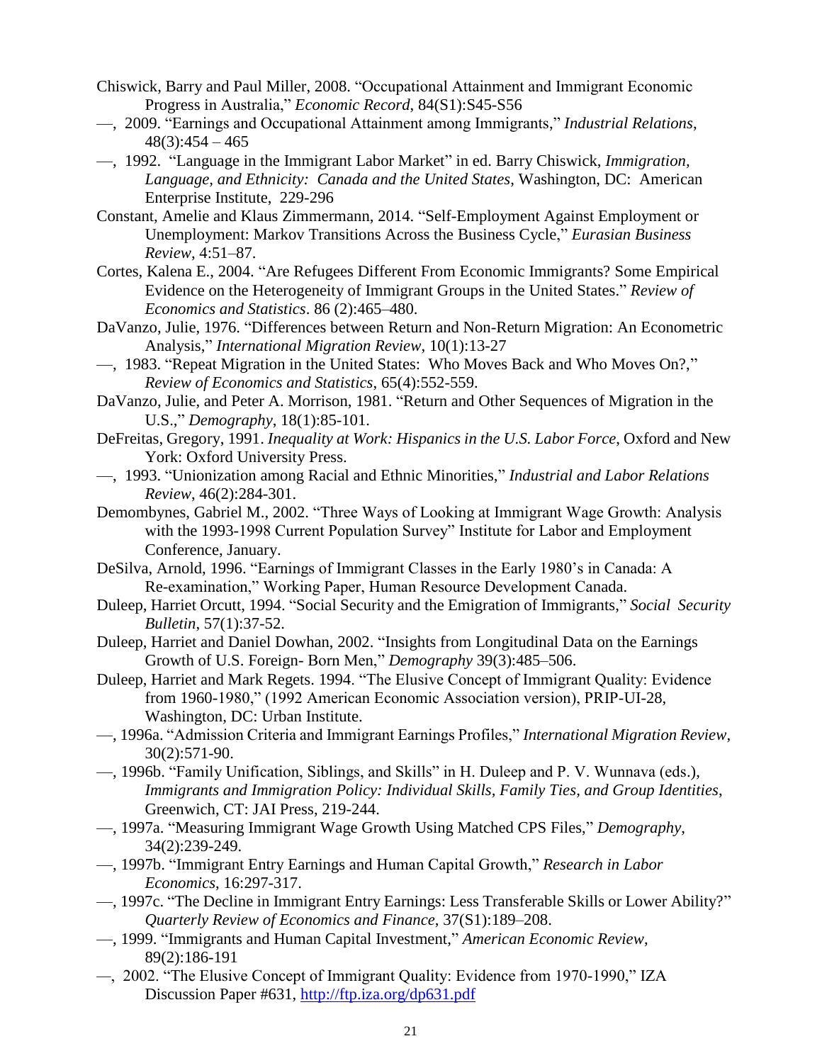Chiswick, Barry and Paul Miller, 2008. "Occupational Attainment and Immigrant Economic Progress in Australia," *Economic Record*, 84(S1):S45-S56

—, 2009. "Earnings and Occupational Attainment among Immigrants," *Industrial Relations*, 48(3):454 – 465

—, 1992. "Language in the Immigrant Labor Market" in ed. Barry Chiswick, *Immigration, Language, and Ethnicity: Canada and the United States*, Washington, DC: American Enterprise Institute, 229-296

Constant, Amelie and Klaus Zimmermann, 2014. "Self-Employment Against Employment or Unemployment: Markov Transitions Across the Business Cycle," *Eurasian Business Review*, 4:51–87.

Cortes, Kalena E., 2004. "Are Refugees Different From Economic Immigrants? Some Empirical Evidence on the Heterogeneity of Immigrant Groups in the United States." *Review of Economics and Statistics*. 86 (2):465–480.

DaVanzo, Julie, 1976. "Differences between Return and Non-Return Migration: An Econometric Analysis," *International Migration Review*, 10(1):13-27

—, 1983. "Repeat Migration in the United States: Who Moves Back and Who Moves On?," *Review of Economics and Statistics*, 65(4):552-559.

DaVanzo, Julie, and Peter A. Morrison, 1981. "Return and Other Sequences of Migration in the U.S.," *Demography*, 18(1):85-101.

DeFreitas, Gregory, 1991. *Inequality at Work: Hispanics in the U.S. Labor Force*, Oxford and New York: Oxford University Press.

—, 1993. "Unionization among Racial and Ethnic Minorities," *Industrial and Labor Relations Review*, 46(2):284-301.

Demombynes, Gabriel M., 2002. "Three Ways of Looking at Immigrant Wage Growth: Analysis with the 1993-1998 Current Population Survey" Institute for Labor and Employment Conference, January.

DeSilva, Arnold, 1996. "Earnings of Immigrant Classes in the Early 1980's in Canada: A Re-examination," Working Paper, Human Resource Development Canada.

Duleep, Harriet Orcutt, 1994. "Social Security and the Emigration of Immigrants," *Social Security Bulletin*, 57(1):37-52.

Duleep, Harriet and Daniel Dowhan, 2002. "Insights from Longitudinal Data on the Earnings Growth of U.S. Foreign- Born Men," *Demography* 39(3):485–506.

Duleep, Harriet and Mark Regets. 1994. "The Elusive Concept of Immigrant Quality: Evidence from 1960-1980," (1992 American Economic Association version), PRIP-UI-28, Washington, DC: Urban Institute.

—, 1996a. "Admission Criteria and Immigrant Earnings Profiles," *International Migration Review*, 30(2):571-90.

—, 1996b. "Family Unification, Siblings, and Skills" in H. Duleep and P. V. Wunnava (eds.), *Immigrants and Immigration Policy: Individual Skills, Family Ties, and Group Identities*, Greenwich, CT: JAI Press, 219-244.

—, 1997a. "Measuring Immigrant Wage Growth Using Matched CPS Files," *Demography*, 34(2):239-249.

—, 1997b. "Immigrant Entry Earnings and Human Capital Growth," *Research in Labor Economics*, 16:297-317.

—, 1997c. "The Decline in Immigrant Entry Earnings: Less Transferable Skills or Lower Ability?" *Quarterly Review of Economics and Finance*, 37(S1):189–208.

—, 1999. "Immigrants and Human Capital Investment," *American Economic Review*, 89(2):186-191

—, 2002. "The Elusive Concept of Immigrant Quality: Evidence from 1970-1990," IZA Discussion Paper #631, http://ftp.iza.org/dp631.pdf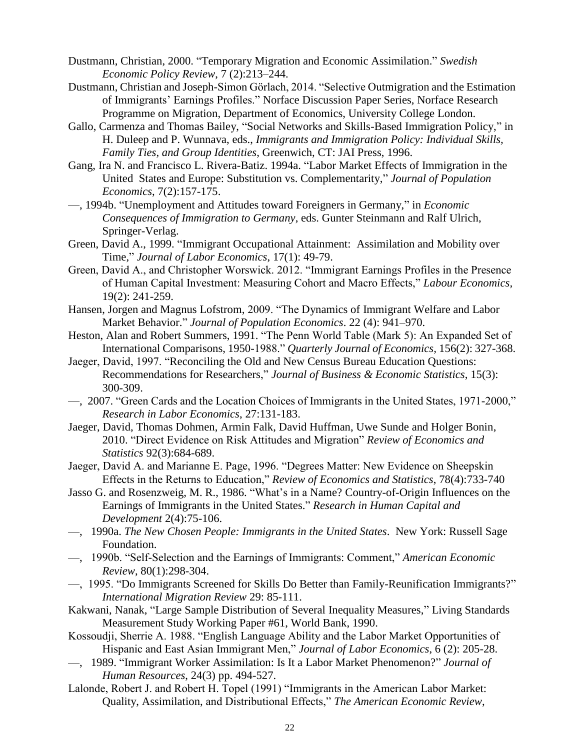Dustmann, Christian, 2000. "Temporary Migration and Economic Assimilation." *Swedish Economic Policy Review*, 7 (2):213–244.

Dustmann, Christian and Joseph-Simon Görlach, 2014. "Selective Outmigration and the Estimation of Immigrants' Earnings Profiles." Norface Discussion Paper Series, Norface Research Programme on Migration, Department of Economics, University College London.

Gallo, Carmenza and Thomas Bailey, "Social Networks and Skills-Based Immigration Policy," in H. Duleep and P. Wunnava, eds., *Immigrants and Immigration Policy: Individual Skills, Family Ties, and Group Identities*, Greenwich, CT: JAI Press, 1996.

Gang, Ira N. and Francisco L. Rivera-Batiz. 1994a. "Labor Market Effects of Immigration in the United States and Europe: Substitution vs. Complementarity," *Journal of Population Economics*, 7(2):157-175.

—, 1994b. "Unemployment and Attitudes toward Foreigners in Germany," in *Economic Consequences of Immigration to Germany*, eds. Gunter Steinmann and Ralf Ulrich, Springer-Verlag.

Green, David A., 1999. "Immigrant Occupational Attainment: Assimilation and Mobility over Time," *Journal of Labor Economics*, 17(1): 49-79.

Green, David A., and Christopher Worswick. 2012. "Immigrant Earnings Profiles in the Presence of Human Capital Investment: Measuring Cohort and Macro Effects," *Labour Economics*, 19(2): 241-259.

Hansen, Jorgen and Magnus Lofstrom, 2009. "The Dynamics of Immigrant Welfare and Labor Market Behavior." *Journal of Population Economics*. 22 (4): 941–970.

Heston, Alan and Robert Summers, 1991. "The Penn World Table (Mark 5): An Expanded Set of International Comparisons, 1950-1988." *Quarterly Journal of Economics*, 156(2): 327-368.

Jaeger, David, 1997. "Reconciling the Old and New Census Bureau Education Questions: Recommendations for Researchers," *Journal of Business & Economic Statistics*, 15(3): 300-309.

—, 2007. "Green Cards and the Location Choices of Immigrants in the United States, 1971-2000," *Research in Labor Economics*, 27:131-183.

Jaeger, David, Thomas Dohmen, Armin Falk, David Huffman, Uwe Sunde and Holger Bonin, 2010. "Direct Evidence on Risk Attitudes and Migration" *Review of Economics and Statistics* 92(3):684-689.

Jaeger, David A. and Marianne E. Page, 1996. "Degrees Matter: New Evidence on Sheepskin Effects in the Returns to Education," *Review of Economics and Statistics*, 78(4):733-740

Jasso G. and Rosenzweig, M. R., 1986. "What's in a Name? Country-of-Origin Influences on the Earnings of Immigrants in the United States." *Research in Human Capital and Development* 2(4):75-106.

—, 1990a. *The New Chosen People: Immigrants in the United States*. New York: Russell Sage Foundation.

—, 1990b. "Self-Selection and the Earnings of Immigrants: Comment," *American Economic Review*, 80(1):298-304.

—, 1995. "Do Immigrants Screened for Skills Do Better than Family-Reunification Immigrants?" *International Migration Review* 29: 85-111.

Kakwani, Nanak, "Large Sample Distribution of Several Inequality Measures," Living Standards Measurement Study Working Paper #61, World Bank, 1990.

Kossoudji, Sherrie A. 1988. "English Language Ability and the Labor Market Opportunities of Hispanic and East Asian Immigrant Men," *Journal of Labor Economics*, 6 (2): 205-28.

—, 1989. "Immigrant Worker Assimilation: Is It a Labor Market Phenomenon?" *Journal of Human Resources*, 24(3) pp. 494-527.

Lalonde, Robert J. and Robert H. Topel (1991) "Immigrants in the American Labor Market: Quality, Assimilation, and Distributional Effects," *The American Economic Review*,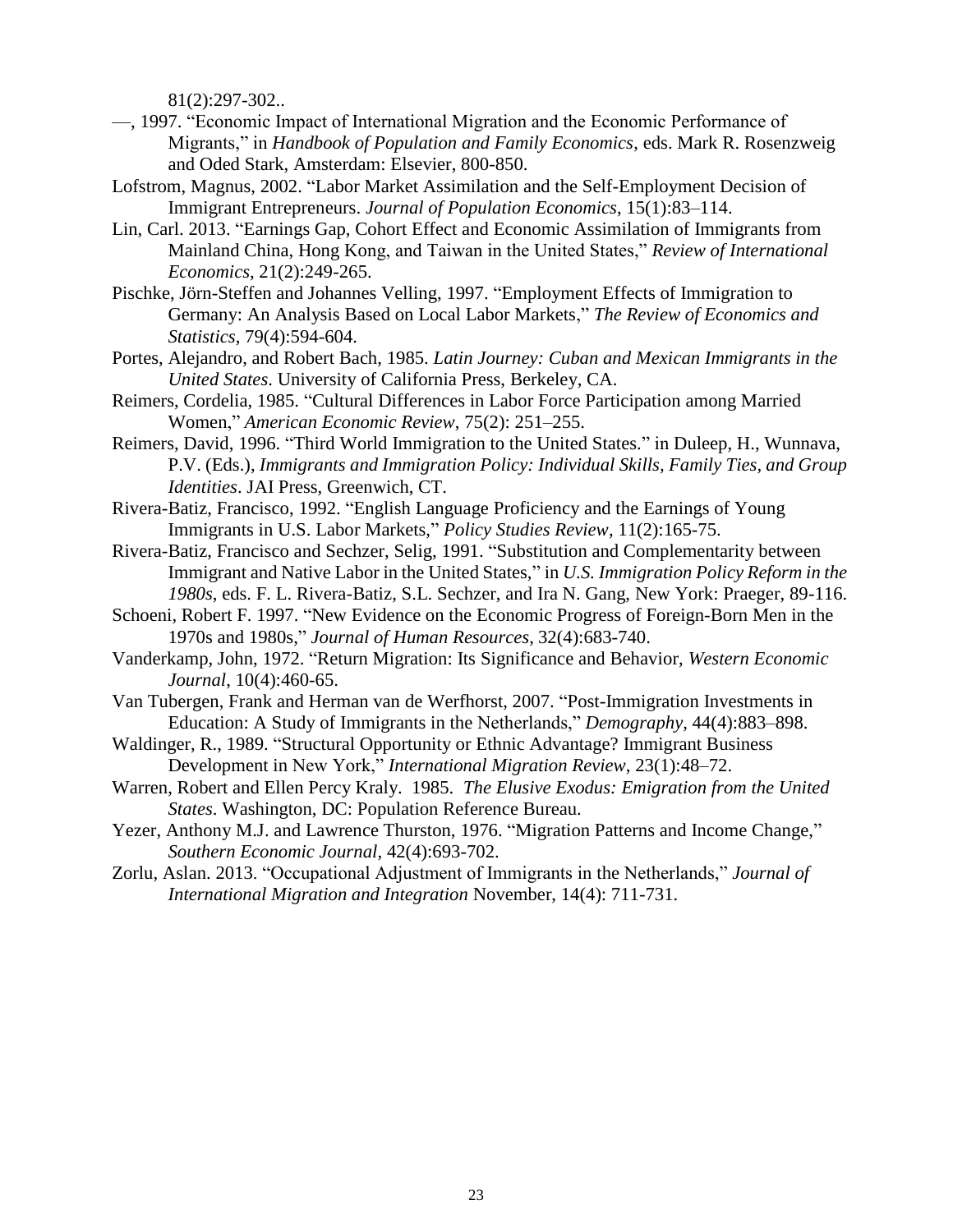81(2):297-302..

—, 1997. “Economic Impact of International Migration and the Economic Performance of Migrants,” in *Handbook of Population and Family Economics*, eds. Mark R. Rosenzweig and Oded Stark, Amsterdam: Elsevier, 800-850.

Lofstrom, Magnus, 2002. “Labor Market Assimilation and the Self-Employment Decision of Immigrant Entrepreneurs. *Journal of Population Economics*, 15(1):83–114.

Lin, Carl. 2013. “Earnings Gap, Cohort Effect and Economic Assimilation of Immigrants from Mainland China, Hong Kong, and Taiwan in the United States,” *Review of International Economics*, 21(2):249-265.

Pischke, Jörn-Steffen and Johannes Velling, 1997. “Employment Effects of Immigration to Germany: An Analysis Based on Local Labor Markets,” *The Review of Economics and Statistics*, 79(4):594-604.

Portes, Alejandro, and Robert Bach, 1985. *Latin Journey: Cuban and Mexican Immigrants in the United States*. University of California Press, Berkeley, CA.

Reimers, Cordelia, 1985. “Cultural Differences in Labor Force Participation among Married Women,” *American Economic Review*, 75(2): 251–255.

Reimers, David, 1996. “Third World Immigration to the United States.” in Duleep, H., Wunnava, P.V. (Eds.), *Immigrants and Immigration Policy: Individual Skills, Family Ties, and Group Identities*. JAI Press, Greenwich, CT.

Rivera-Batiz, Francisco, 1992. “English Language Proficiency and the Earnings of Young Immigrants in U.S. Labor Markets,” *Policy Studies Review*, 11(2):165-75.

Rivera-Batiz, Francisco and Sechzer, Selig, 1991. “Substitution and Complementarity between Immigrant and Native Labor in the United States,” in *U.S. Immigration Policy Reform in the 1980s*, eds. F. L. Rivera-Batiz, S.L. Sechzer, and Ira N. Gang, New York: Praeger, 89-116.

Schoeni, Robert F. 1997. “New Evidence on the Economic Progress of Foreign-Born Men in the 1970s and 1980s,” *Journal of Human Resources*, 32(4):683-740.

Vanderkamp, John, 1972. “Return Migration: Its Significance and Behavior, *Western Economic Journal*, 10(4):460-65.

Van Tubergen, Frank and Herman van de Werfhorst, 2007. “Post-Immigration Investments in Education: A Study of Immigrants in the Netherlands,” *Demography*, 44(4):883–898.

Waldinger, R., 1989. “Structural Opportunity or Ethnic Advantage? Immigrant Business Development in New York,” *International Migration Review*, 23(1):48–72.

Warren, Robert and Ellen Percy Kraly. 1985. *The Elusive Exodus: Emigration from the United States*. Washington, DC: Population Reference Bureau.

Yezer, Anthony M.J. and Lawrence Thurston, 1976. “Migration Patterns and Income Change,” *Southern Economic Journal*, 42(4):693-702.

Zorlu, Aslan. 2013. “Occupational Adjustment of Immigrants in the Netherlands,” *Journal of International Migration and Integration* November, 14(4): 711-731.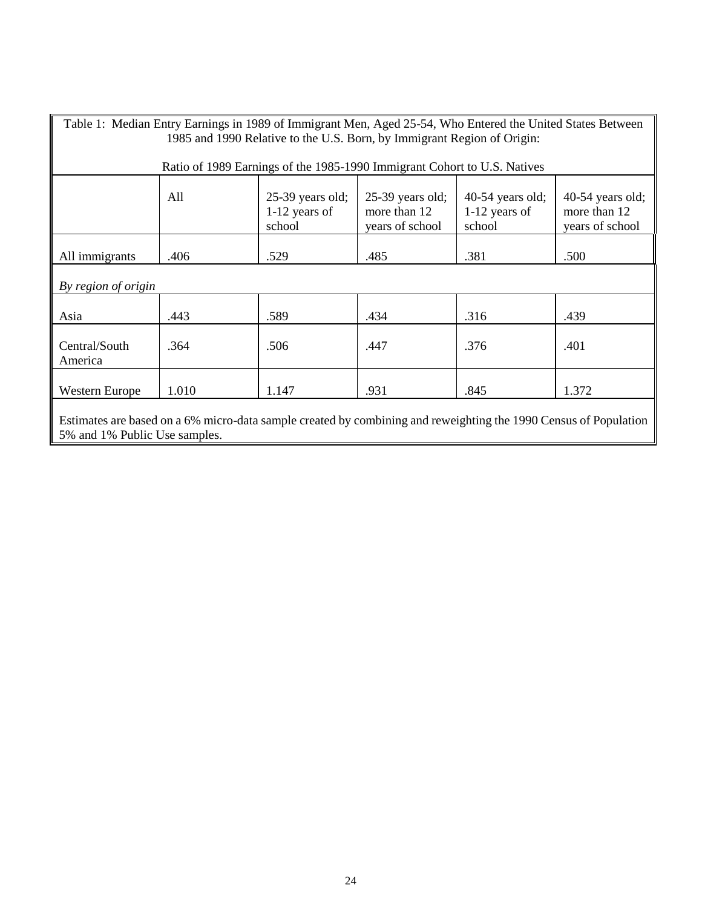Table 1: Median Entry Earnings in 1989 of Immigrant Men, Aged 25-54, Who Entered the United States Between 1985 and 1990 Relative to the U.S. Born, by Immigrant Region of Origin:

Ratio of 1989 Earnings of the 1985-1990 Immigrant Cohort to U.S. Natives

| | All | 25-39 years old; 1-12 years of school | 25-39 years old; more than 12 years of school | 40-54 years old; 1-12 years of school | 40-54 years old; more than 12 years of school |
|---|---|---|---|---|---|
| All immigrants | .406 | .529 | .485 | .381 | .500 |
| *By region of origin* | | | | | |
| Asia | .443 | .589 | .434 | .316 | .439 |
| Central/South America | .364 | .506 | .447 | .376 | .401 |
| Western Europe | 1.010 | 1.147 | .931 | .845 | 1.372 |

Estimates are based on a 6% micro-data sample created by combining and reweighting the 1990 Census of Population 5% and 1% Public Use samples.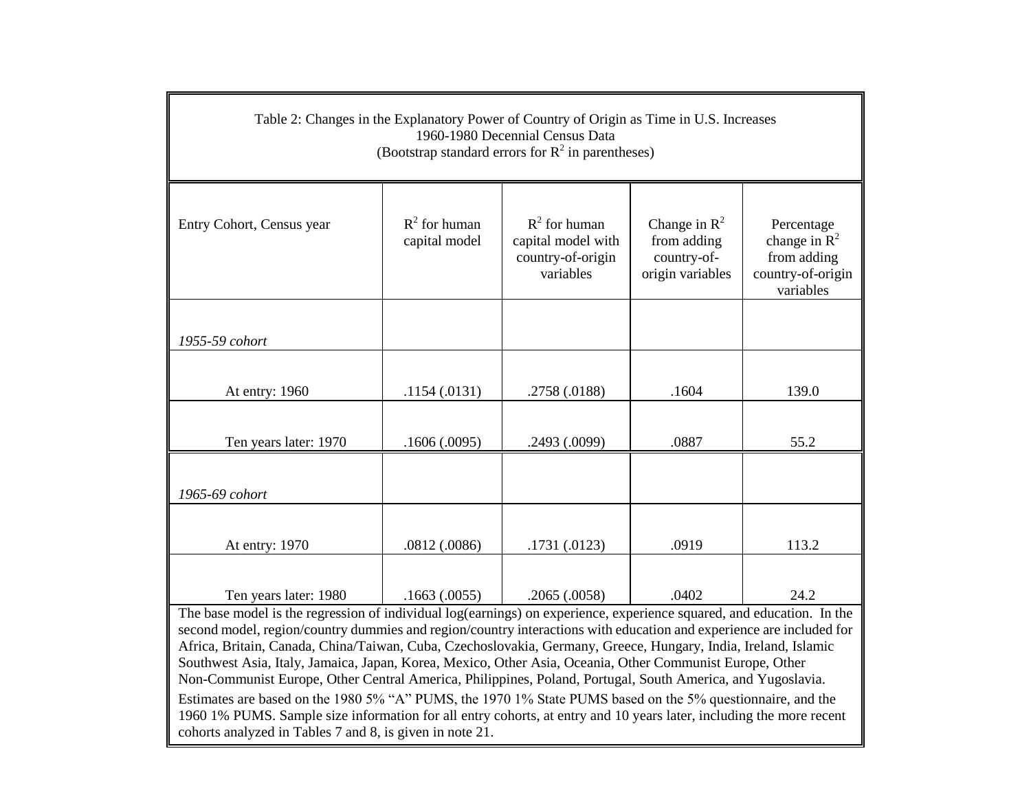Table 2: Changes in the Explanatory Power of Country of Origin as Time in U.S. Increases
1960-1980 Decennial Census Data
(Bootstrap standard errors for $R^2$ in parentheses)

| Entry Cohort, Census year | $R^2$ for human capital model | $R^2$ for human capital model with country-of-origin variables | Change in $R^2$ from adding country-of-origin variables | Percentage change in $R^2$ from adding country-of-origin variables |
|---|---|---|---|---|
| *1955-59 cohort* | | | | |
| At entry: 1960 | .1154 (.0131) | .2758 (.0188) | .1604 | 139.0 |
| Ten years later: 1970 | .1606 (.0095) | .2493 (.0099) | .0887 | 55.2 |
| *1965-69 cohort* | | | | |
| At entry: 1970 | .0812 (.0086) | .1731 (.0123) | .0919 | 113.2 |
| Ten years later: 1980 | .1663 (.0055) | .2065 (.0058) | .0402 | 24.2 |

The base model is the regression of individual log(earnings) on experience, experience squared, and education. In the second model, region/country dummies and region/country interactions with education and experience are included for Africa, Britain, Canada, China/Taiwan, Cuba, Czechoslovakia, Germany, Greece, Hungary, India, Ireland, Islamic Southwest Asia, Italy, Jamaica, Japan, Korea, Mexico, Other Asia, Oceania, Other Communist Europe, Other Non-Communist Europe, Other Central America, Philippines, Poland, Portugal, South America, and Yugoslavia.

Estimates are based on the 1980 5% "A" PUMS, the 1970 1% State PUMS based on the 5% questionnaire, and the 1960 1% PUMS. Sample size information for all entry cohorts, at entry and 10 years later, including the more recent cohorts analyzed in Tables 7 and 8, is given in note 21.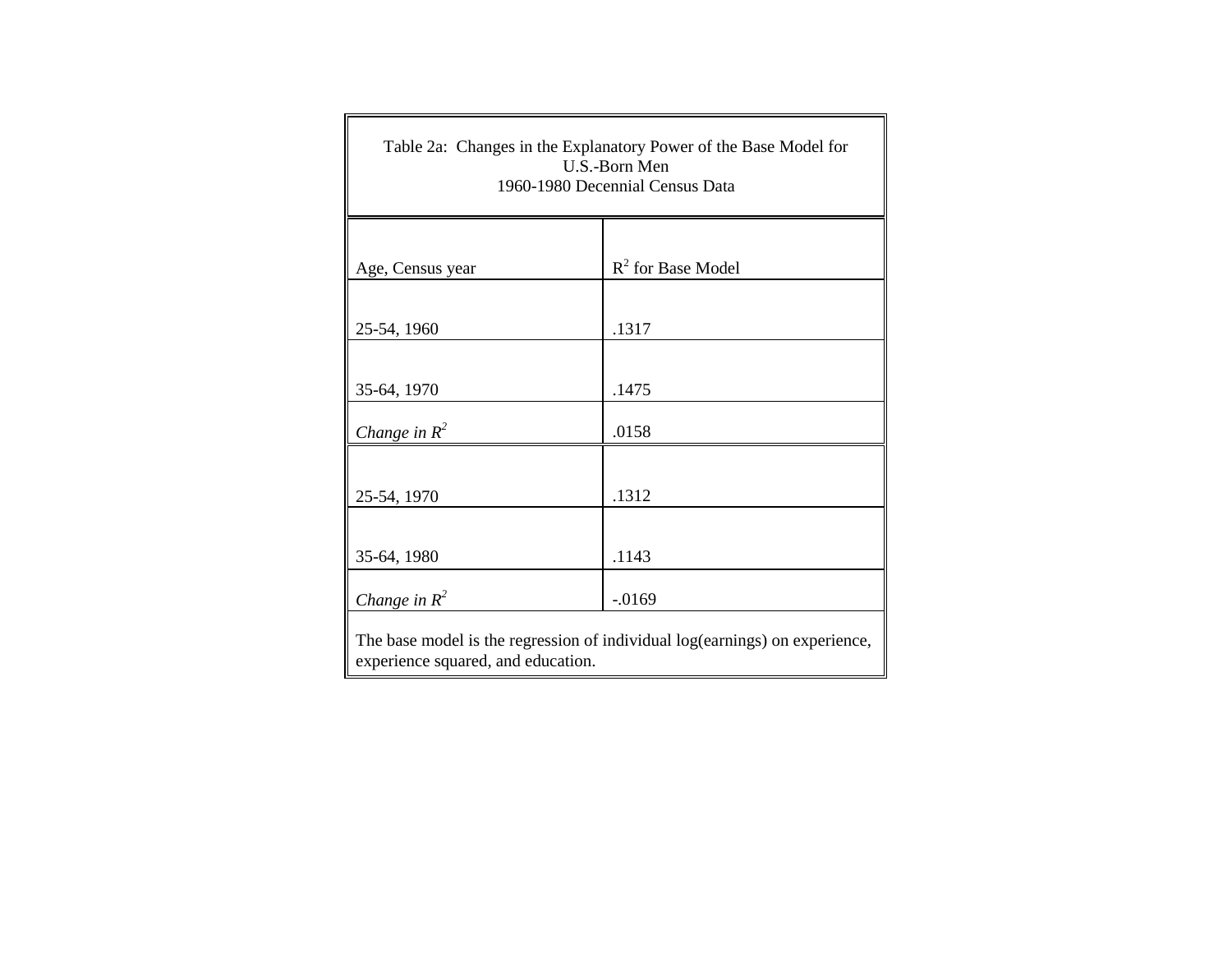Table 2a: Changes in the Explanatory Power of the Base Model for U.S.-Born Men
1960-1980 Decennial Census Data

| Age, Census year | $R^2$ for Base Model |
| --- | --- |
| 25-54, 1960 | .1317 |
| 35-64, 1970 | .1475 |
| *Change in $R^2$* | .0158 |
| 25-54, 1970 | .1312 |
| 35-64, 1980 | .1143 |
| *Change in $R^2$* | -.0169 |

The base model is the regression of individual log(earnings) on experience, experience squared, and education.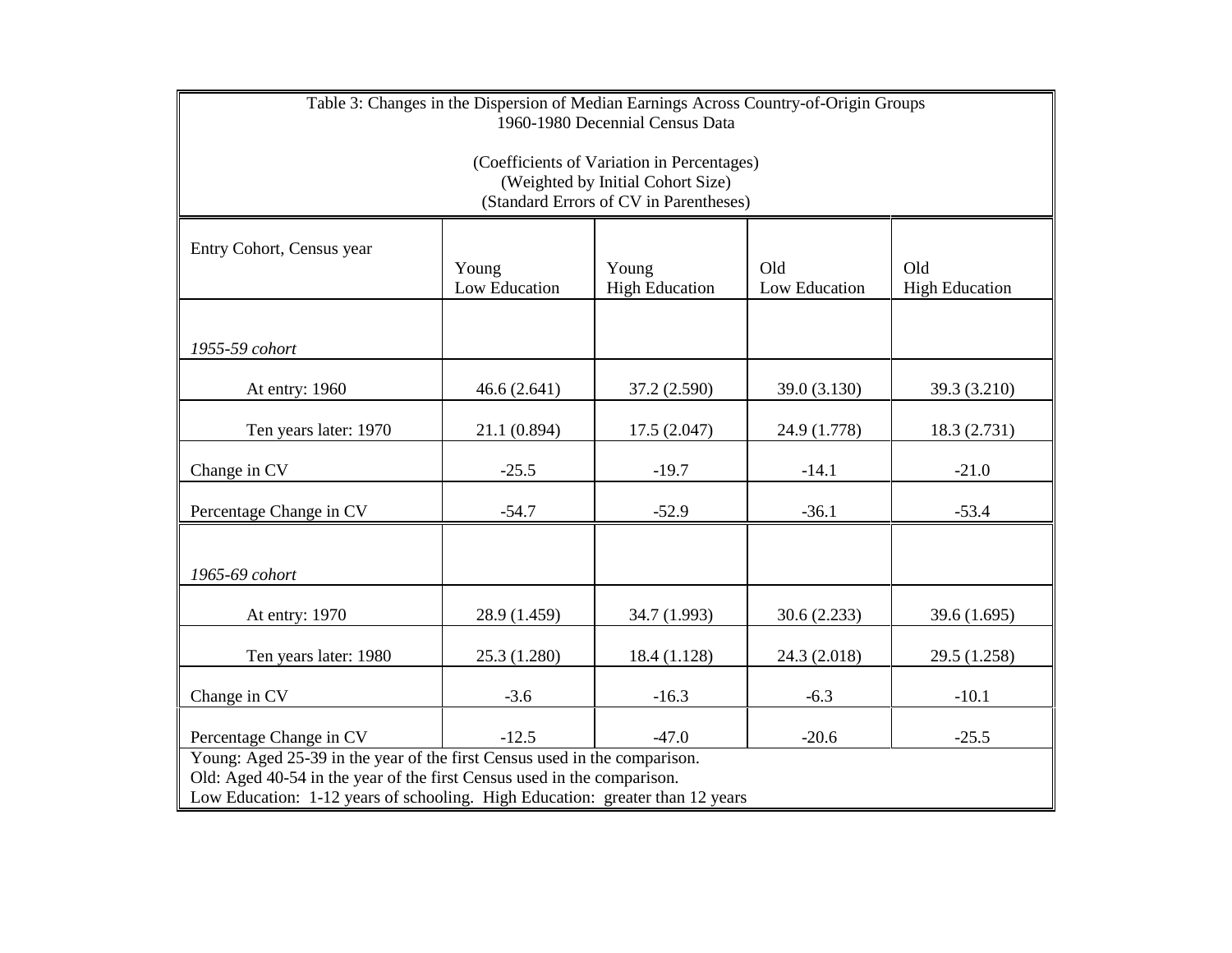Table 3: Changes in the Dispersion of Median Earnings Across Country-of-Origin Groups
1960-1980 Decennial Census Data

(Coefficients of Variation in Percentages)
(Weighted by Initial Cohort Size)
(Standard Errors of CV in Parentheses)

| Entry Cohort, Census year | Young Low Education | Young High Education | Old Low Education | Old High Education |
|---|---|---|---|---|
| *1955-59 cohort* | | | | |
| At entry: 1960 | 46.6 (2.641) | 37.2 (2.590) | 39.0 (3.130) | 39.3 (3.210) |
| Ten years later: 1970 | 21.1 (0.894) | 17.5 (2.047) | 24.9 (1.778) | 18.3 (2.731) |
| Change in CV | -25.5 | -19.7 | -14.1 | -21.0 |
| Percentage Change in CV | -54.7 | -52.9 | -36.1 | -53.4 |
| *1965-69 cohort* | | | | |
| At entry: 1970 | 28.9 (1.459) | 34.7 (1.993) | 30.6 (2.233) | 39.6 (1.695) |
| Ten years later: 1980 | 25.3 (1.280) | 18.4 (1.128) | 24.3 (2.018) | 29.5 (1.258) |
| Change in CV | -3.6 | -16.3 | -6.3 | -10.1 |
| Percentage Change in CV | -12.5 | -47.0 | -20.6 | -25.5 |

Young: Aged 25-39 in the year of the first Census used in the comparison.
Old: Aged 40-54 in the year of the first Census used in the comparison.
Low Education: 1-12 years of schooling. High Education: greater than 12 years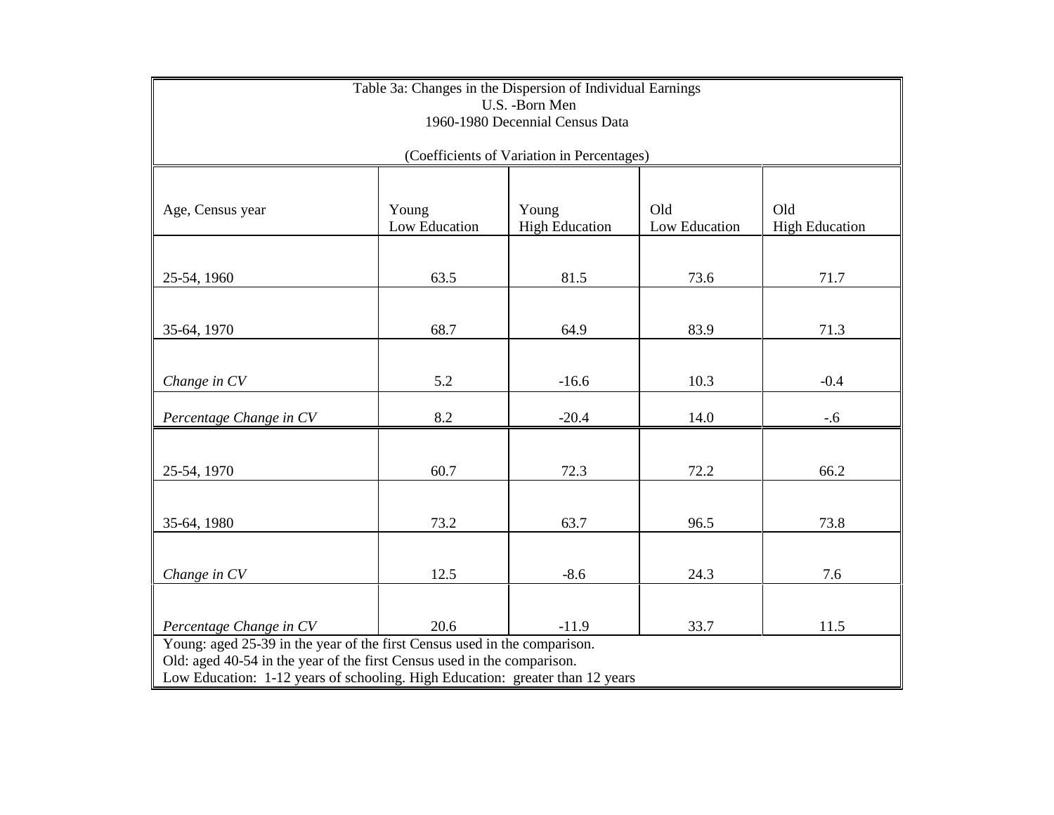Table 3a: Changes in the Dispersion of Individual Earnings
U.S. -Born Men
1960-1980 Decennial Census Data

(Coefficients of Variation in Percentages)

| Age, Census year | Young Low Education | Young High Education | Old Low Education | Old High Education |
|---|---|---|---|---|
| 25-54, 1960 | 63.5 | 81.5 | 73.6 | 71.7 |
| 35-64, 1970 | 68.7 | 64.9 | 83.9 | 71.3 |
| *Change in CV* | 5.2 | -16.6 | 10.3 | -0.4 |
| *Percentage Change in CV* | 8.2 | -20.4 | 14.0 | -.6 |
| 25-54, 1970 | 60.7 | 72.3 | 72.2 | 66.2 |
| 35-64, 1980 | 73.2 | 63.7 | 96.5 | 73.8 |
| *Change in CV* | 12.5 | -8.6 | 24.3 | 7.6 |
| *Percentage Change in CV* | 20.6 | -11.9 | 33.7 | 11.5 |

Young: aged 25-39 in the year of the first Census used in the comparison.
Old: aged 40-54 in the year of the first Census used in the comparison.
Low Education: 1-12 years of schooling. High Education: greater than 12 years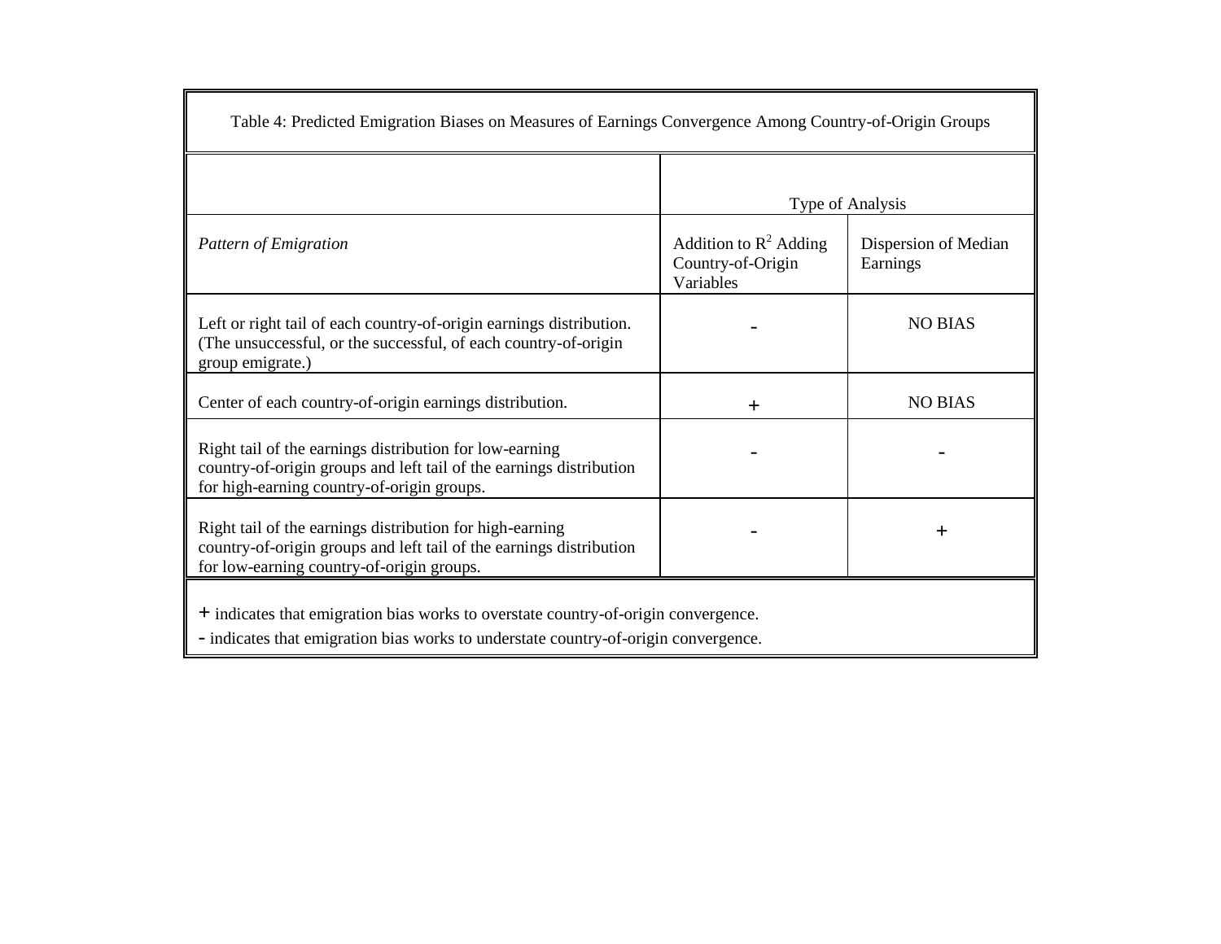Table 4: Predicted Emigration Biases on Measures of Earnings Convergence Among Country-of-Origin Groups

| | Type of Analysis | |
|---|---|---|
| *Pattern of Emigration* | Addition to $R^2$ Adding Country-of-Origin Variables | Dispersion of Median Earnings |
| Left or right tail of each country-of-origin earnings distribution. (The unsuccessful, or the successful, of each country-of-origin group emigrate.) | - | NO BIAS |
| Center of each country-of-origin earnings distribution. | + | NO BIAS |
| Right tail of the earnings distribution for low-earning country-of-origin groups and left tail of the earnings distribution for high-earning country-of-origin groups. | - | - |
| Right tail of the earnings distribution for high-earning country-of-origin groups and left tail of the earnings distribution for low-earning country-of-origin groups. | - | + |

+ indicates that emigration bias works to overstate country-of-origin convergence.

- indicates that emigration bias works to understate country-of-origin convergence.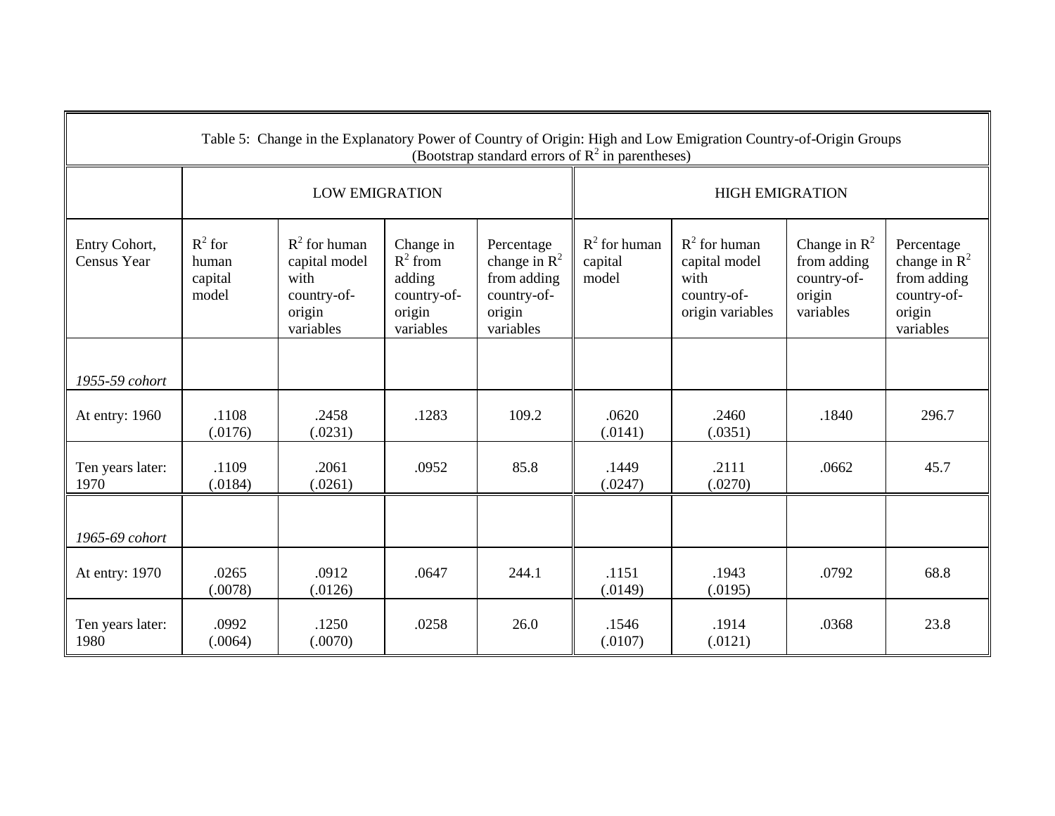Table 5: Change in the Explanatory Power of Country of Origin: High and Low Emigration Country-of-Origin Groups
(Bootstrap standard errors of $R^2$ in parentheses)

| | LOW EMIGRATION | | | | HIGH EMIGRATION | | | |
|---|---|---|---|---|---|---|---|---|
| Entry Cohort, Census Year | $R^2$ for human capital model | $R^2$ for human capital model with country-of-origin variables | Change in $R^2$ from adding country-of-origin variables | Percentage change in $R^2$ from adding country-of-origin variables | $R^2$ for human capital model | $R^2$ for human capital model with country-of-origin variables | Change in $R^2$ from adding country-of-origin variables | Percentage change in $R^2$ from adding country-of-origin variables |
| *1955-59 cohort* | | | | | | | | |
| At entry: 1960 | .1108 (.0176) | .2458 (.0231) | .1283 | 109.2 | .0620 (.0141) | .2460 (.0351) | .1840 | 296.7 |
| Ten years later: 1970 | .1109 (.0184) | .2061 (.0261) | .0952 | 85.8 | .1449 (.0247) | .2111 (.0270) | .0662 | 45.7 |
| *1965-69 cohort* | | | | | | | | |
| At entry: 1970 | .0265 (.0078) | .0912 (.0126) | .0647 | 244.1 | .1151 (.0149) | .1943 (.0195) | .0792 | 68.8 |
| Ten years later: 1980 | .0992 (.0064) | .1250 (.0070) | .0258 | 26.0 | .1546 (.0107) | .1914 (.0121) | .0368 | 23.8 |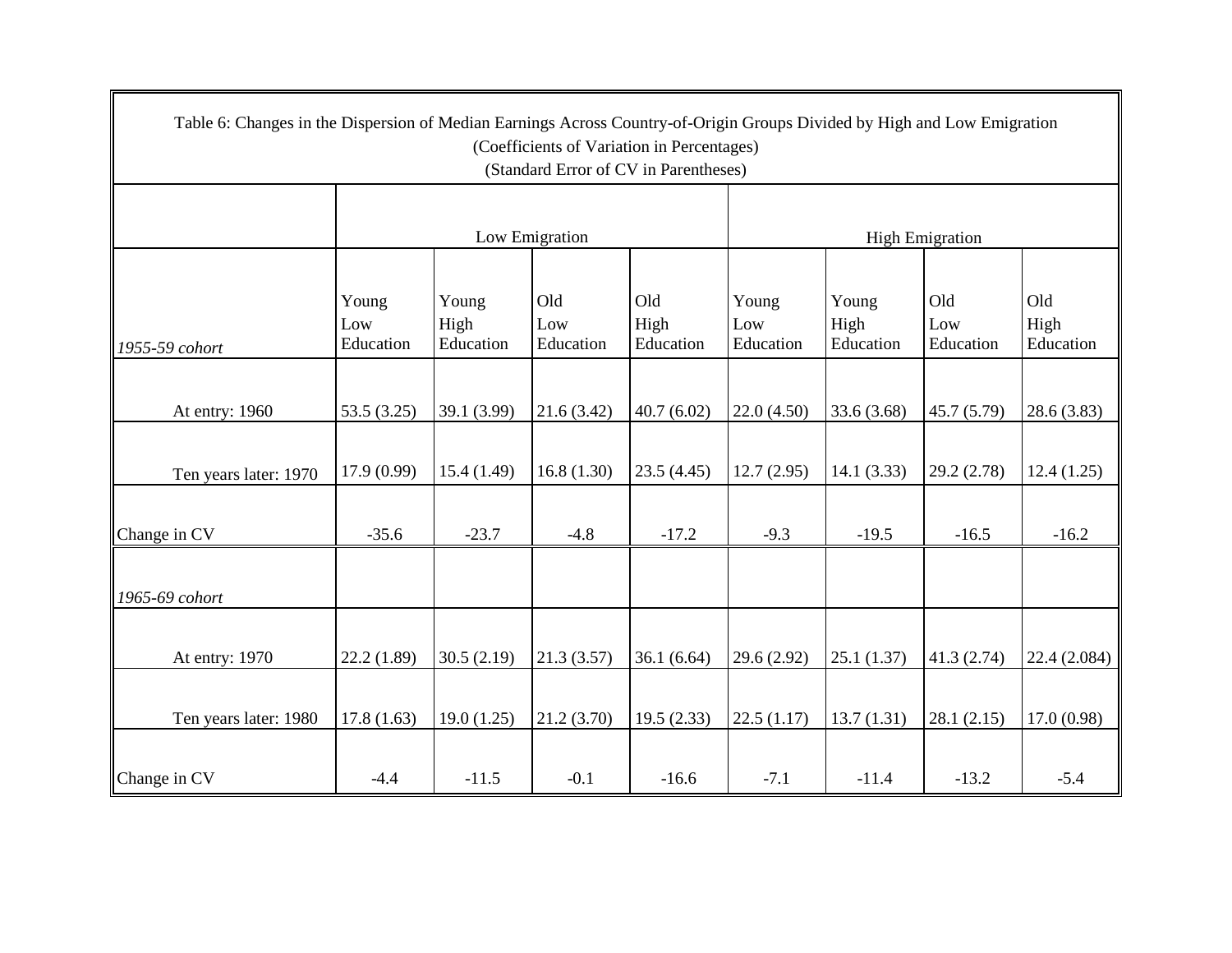Table 6: Changes in the Dispersion of Median Earnings Across Country-of-Origin Groups Divided by High and Low Emigration
(Coefficients of Variation in Percentages)
(Standard Error of CV in Parentheses)

| | Low Emigration | | | | High Emigration | | | |
|---|---|---|---|---|---|---|---|---|
| *1955-59 cohort* | Young Low Education | Young High Education | Old Low Education | Old High Education | Young Low Education | Young High Education | Old Low Education | Old High Education |
| At entry: 1960 | 53.5 (3.25) | 39.1 (3.99) | 21.6 (3.42) | 40.7 (6.02) | 22.0 (4.50) | 33.6 (3.68) | 45.7 (5.79) | 28.6 (3.83) |
| Ten years later: 1970 | 17.9 (0.99) | 15.4 (1.49) | 16.8 (1.30) | 23.5 (4.45) | 12.7 (2.95) | 14.1 (3.33) | 29.2 (2.78) | 12.4 (1.25) |
| Change in CV | -35.6 | -23.7 | -4.8 | -17.2 | -9.3 | -19.5 | -16.5 | -16.2 |
| *1965-69 cohort* | | | | | | | | |
| At entry: 1970 | 22.2 (1.89) | 30.5 (2.19) | 21.3 (3.57) | 36.1 (6.64) | 29.6 (2.92) | 25.1 (1.37) | 41.3 (2.74) | 22.4 (2.084) |
| Ten years later: 1980 | 17.8 (1.63) | 19.0 (1.25) | 21.2 (3.70) | 19.5 (2.33) | 22.5 (1.17) | 13.7 (1.31) | 28.1 (2.15) | 17.0 (0.98) |
| Change in CV | -4.4 | -11.5 | -0.1 | -16.6 | -7.1 | -11.4 | -13.2 | -5.4 |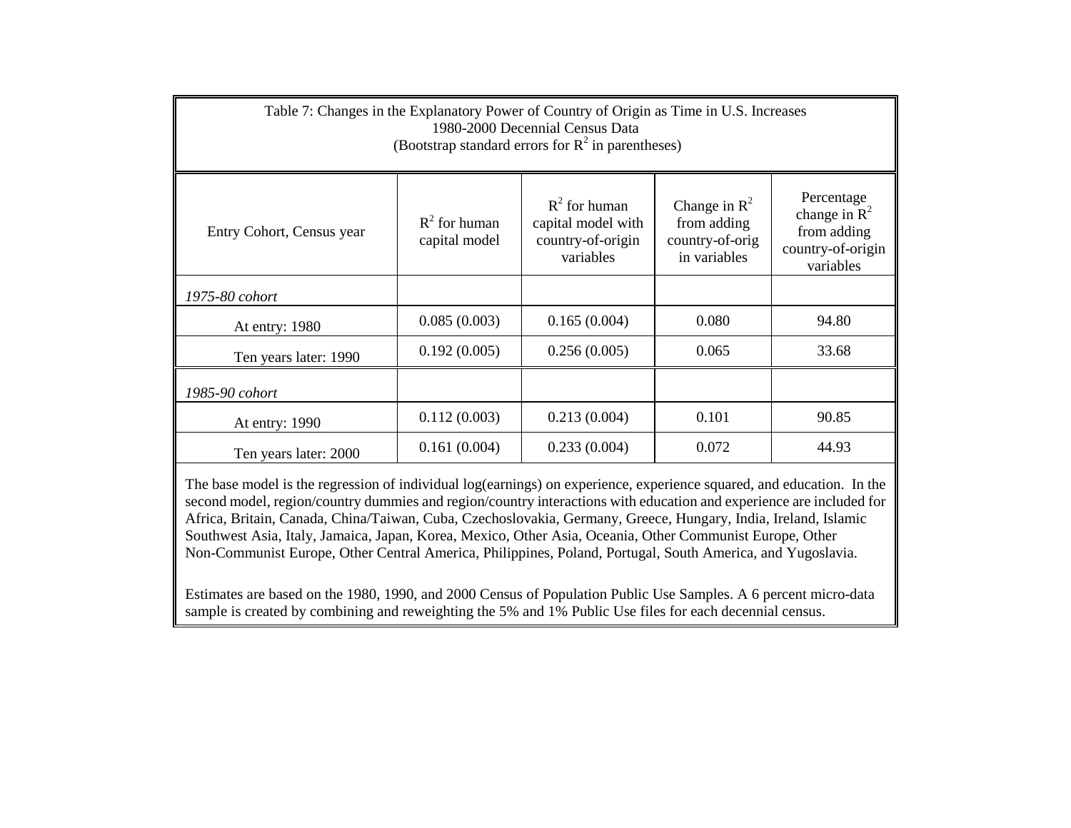Table 7: Changes in the Explanatory Power of Country of Origin as Time in U.S. Increases
1980-2000 Decennial Census Data
(Bootstrap standard errors for $R^2$ in parentheses)

| Entry Cohort, Census year | $R^2$ for human capital model | $R^2$ for human capital model with country-of-origin variables | Change in $R^2$ from adding country-of-orig in variables | Percentage change in $R^2$ from adding country-of-origin variables |
|---|---|---|---|---|
| *1975-80 cohort* | | | | |
| At entry: 1980 | 0.085 (0.003) | 0.165 (0.004) | 0.080 | 94.80 |
| Ten years later: 1990 | 0.192 (0.005) | 0.256 (0.005) | 0.065 | 33.68 |
| *1985-90 cohort* | | | | |
| At entry: 1990 | 0.112 (0.003) | 0.213 (0.004) | 0.101 | 90.85 |
| Ten years later: 2000 | 0.161 (0.004) | 0.233 (0.004) | 0.072 | 44.93 |

The base model is the regression of individual log(earnings) on experience, experience squared, and education. In the second model, region/country dummies and region/country interactions with education and experience are included for Africa, Britain, Canada, China/Taiwan, Cuba, Czechoslovakia, Germany, Greece, Hungary, India, Ireland, Islamic Southwest Asia, Italy, Jamaica, Japan, Korea, Mexico, Other Asia, Oceania, Other Communist Europe, Other Non-Communist Europe, Other Central America, Philippines, Poland, Portugal, South America, and Yugoslavia.

Estimates are based on the 1980, 1990, and 2000 Census of Population Public Use Samples. A 6 percent micro-data sample is created by combining and reweighting the 5% and 1% Public Use files for each decennial census.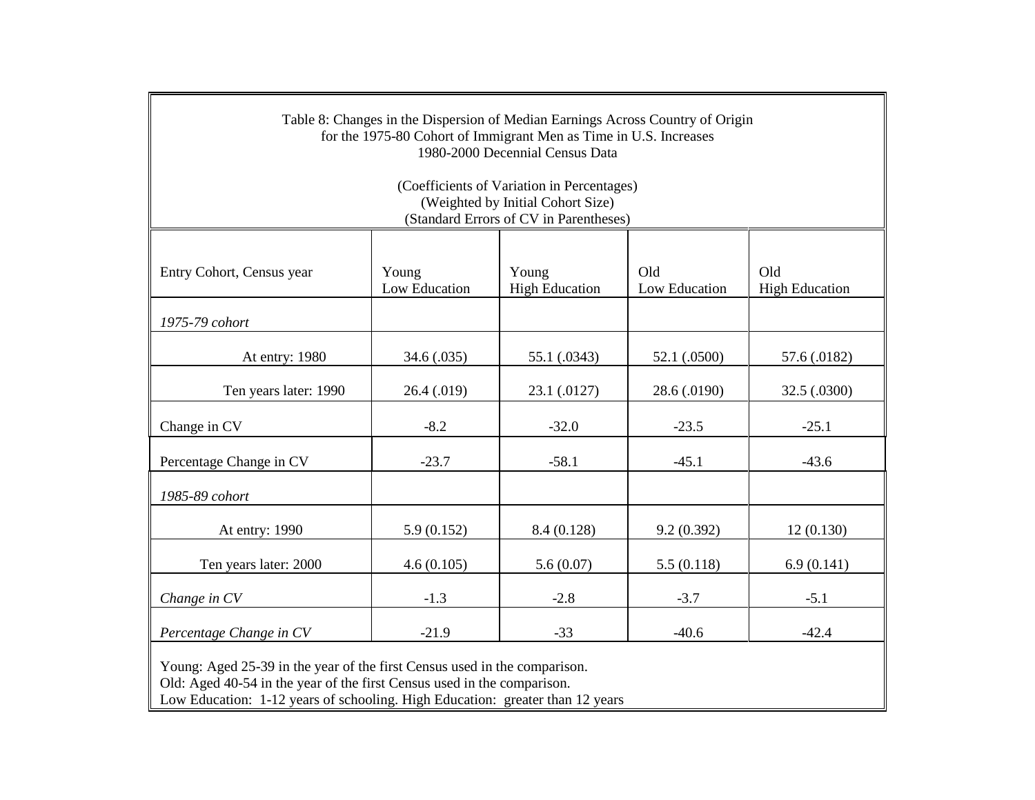Table 8: Changes in the Dispersion of Median Earnings Across Country of Origin for the 1975-80 Cohort of Immigrant Men as Time in U.S. Increases
1980-2000 Decennial Census Data

(Coefficients of Variation in Percentages)
(Weighted by Initial Cohort Size)
(Standard Errors of CV in Parentheses)

| Entry Cohort, Census year | Young Low Education | Young High Education | Old Low Education | Old High Education |
|---|---|---|---|---|
| *1975-79 cohort* | | | | |
| At entry: 1980 | 34.6 (.035) | 55.1 (.0343) | 52.1 (.0500) | 57.6 (.0182) |
| Ten years later: 1990 | 26.4 (.019) | 23.1 (.0127) | 28.6 (.0190) | 32.5 (.0300) |
| Change in CV | -8.2 | -32.0 | -23.5 | -25.1 |
| Percentage Change in CV | -23.7 | -58.1 | -45.1 | -43.6 |
| *1985-89 cohort* | | | | |
| At entry: 1990 | 5.9 (0.152) | 8.4 (0.128) | 9.2 (0.392) | 12 (0.130) |
| Ten years later: 2000 | 4.6 (0.105) | 5.6 (0.07) | 5.5 (0.118) | 6.9 (0.141) |
| *Change in CV* | -1.3 | -2.8 | -3.7 | -5.1 |
| *Percentage Change in CV* | -21.9 | -33 | -40.6 | -42.4 |

Young: Aged 25-39 in the year of the first Census used in the comparison.
Old: Aged 40-54 in the year of the first Census used in the comparison.
Low Education: 1-12 years of schooling. High Education: greater than 12 years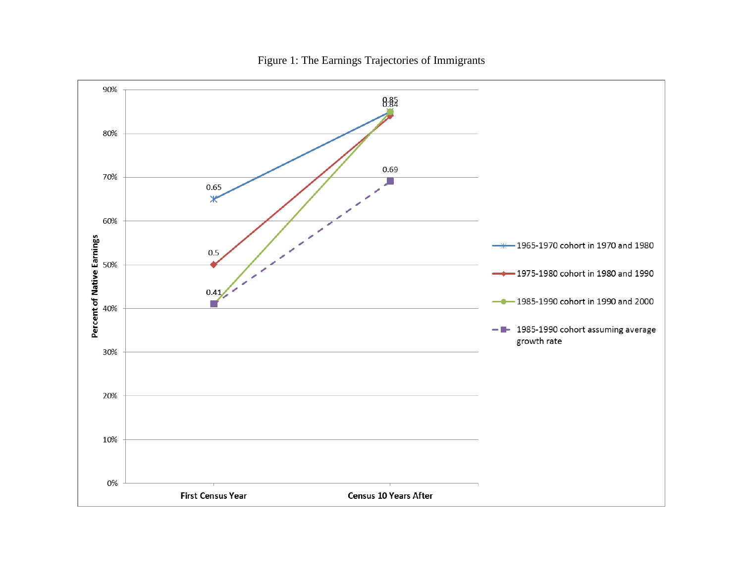Figure 1: The Earnings Trajectories of Immigrants

| Series | First Census Year | Census 10 Years After |
| --- | --- | --- |
| 1965-1970 cohort in 1970 and 1980 | 0.65 | 0.85 |
| 1975-1980 cohort in 1980 and 1990 | 0.5 | 0.84 |
| 1985-1990 cohort in 1990 and 2000 | 0.41 | 0.85 |
| 1985-1990 cohort assuming average growth rate | 0.41 | 0.69 |

Y-axis: Percent of Native Earnings (0% to 90%)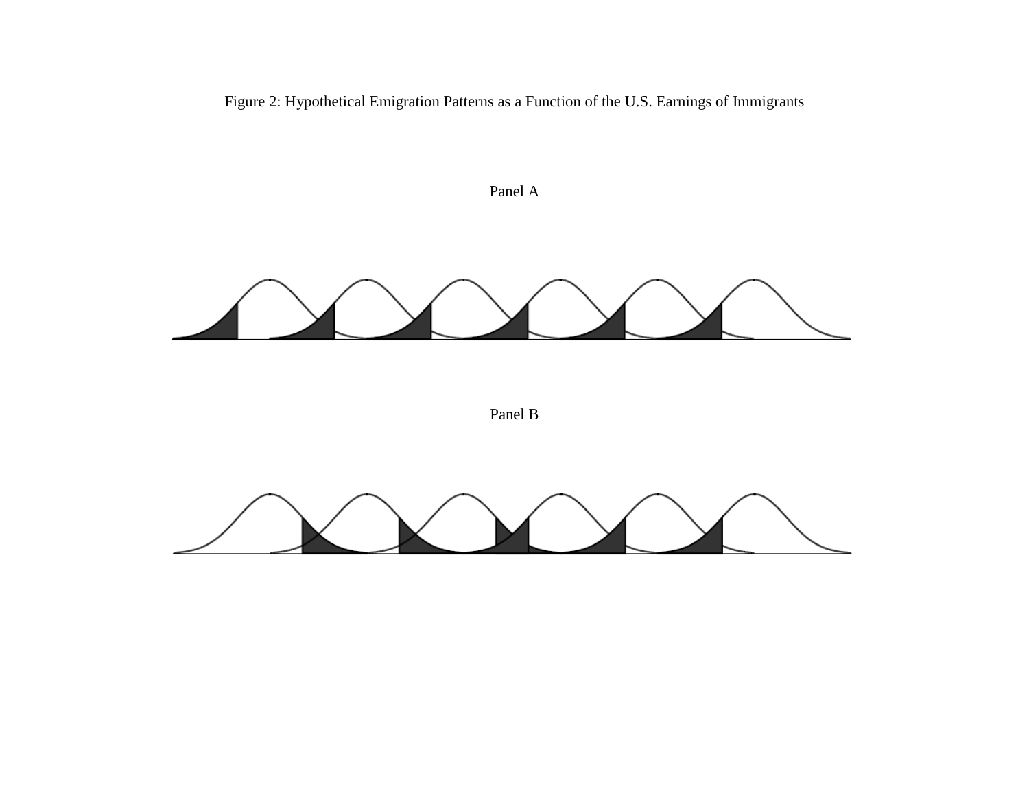Figure 2: Hypothetical Emigration Patterns as a Function of the U.S. Earnings of Immigrants

Panel A

Panel B